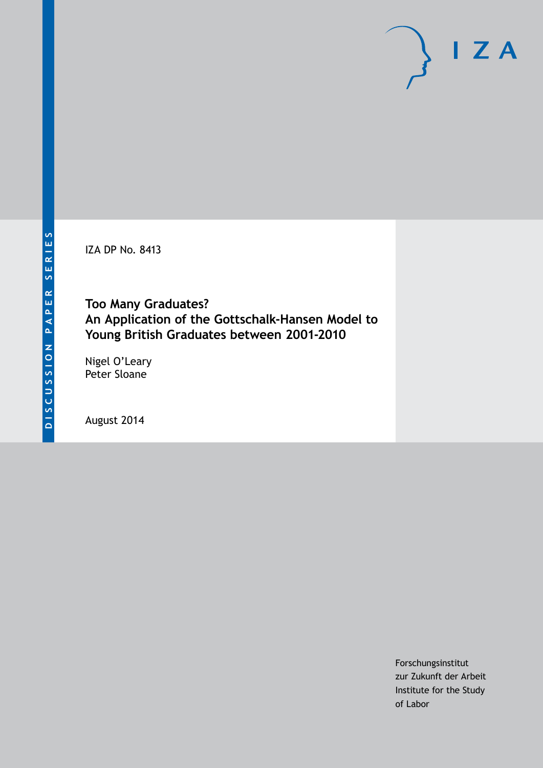DISCUSSION PAPER SERIES

IZA DP No. 8413

# Too Many Graduates? An Application of the Gottschalk-Hansen Model to Young British Graduates between 2001-2010

Nigel O'Leary
Peter Sloane

August 2014

Forschungsinstitut
zur Zukunft der Arbeit
Institute for the Study
of Labor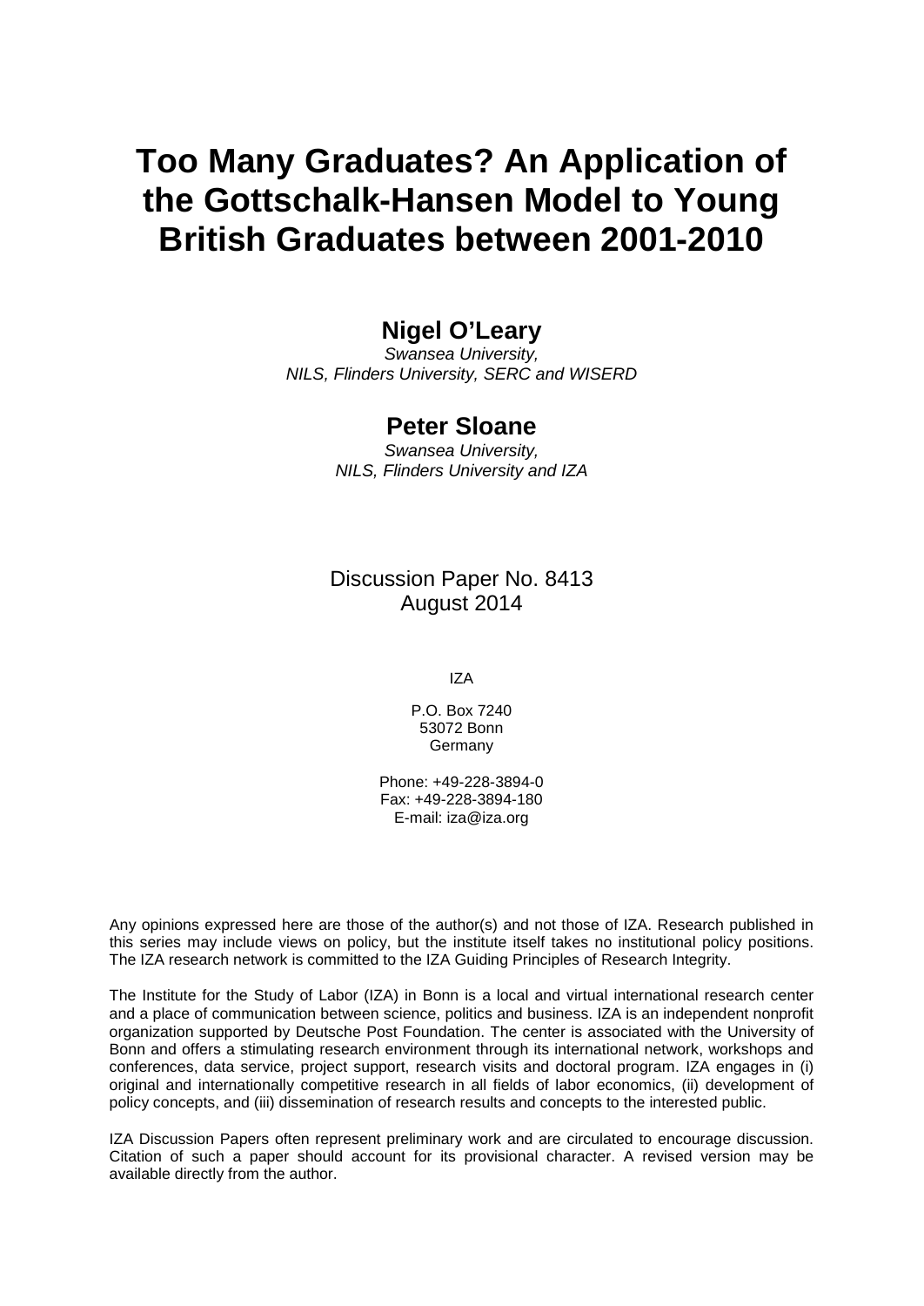# Too Many Graduates? An Application of the Gottschalk-Hansen Model to Young British Graduates between 2001-2010

## Nigel O'Leary

*Swansea University,*
*NILS, Flinders University, SERC and WISERD*

## Peter Sloane

*Swansea University,*
*NILS, Flinders University and IZA*

Discussion Paper No. 8413
August 2014

IZA

P.O. Box 7240
53072 Bonn
Germany

Phone: +49-228-3894-0
Fax: +49-228-3894-180
E-mail: iza@iza.org

Any opinions expressed here are those of the author(s) and not those of IZA. Research published in this series may include views on policy, but the institute itself takes no institutional policy positions. The IZA research network is committed to the IZA Guiding Principles of Research Integrity.

The Institute for the Study of Labor (IZA) in Bonn is a local and virtual international research center and a place of communication between science, politics and business. IZA is an independent nonprofit organization supported by Deutsche Post Foundation. The center is associated with the University of Bonn and offers a stimulating research environment through its international network, workshops and conferences, data service, project support, research visits and doctoral program. IZA engages in (i) original and internationally competitive research in all fields of labor economics, (ii) development of policy concepts, and (iii) dissemination of research results and concepts to the interested public.

IZA Discussion Papers often represent preliminary work and are circulated to encourage discussion. Citation of such a paper should account for its provisional character. A revised version may be available directly from the author.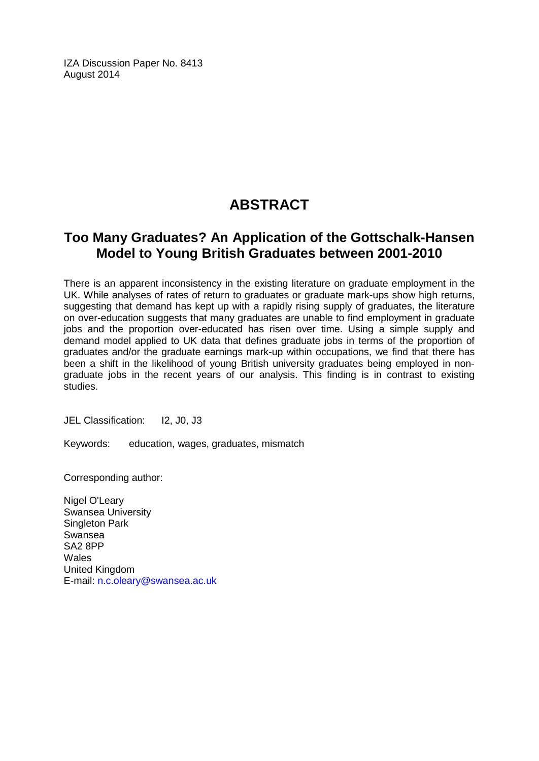IZA Discussion Paper No. 8413
August 2014

# ABSTRACT

## Too Many Graduates? An Application of the Gottschalk-Hansen Model to Young British Graduates between 2001-2010

There is an apparent inconsistency in the existing literature on graduate employment in the UK. While analyses of rates of return to graduates or graduate mark-ups show high returns, suggesting that demand has kept up with a rapidly rising supply of graduates, the literature on over-education suggests that many graduates are unable to find employment in graduate jobs and the proportion over-educated has risen over time. Using a simple supply and demand model applied to UK data that defines graduate jobs in terms of the proportion of graduates and/or the graduate earnings mark-up within occupations, we find that there has been a shift in the likelihood of young British university graduates being employed in non-graduate jobs in the recent years of our analysis. This finding is in contrast to existing studies.

JEL Classification: I2, J0, J3

Keywords: education, wages, graduates, mismatch

Corresponding author:

Nigel O'Leary
Swansea University
Singleton Park
Swansea
SA2 8PP
Wales
United Kingdom
E-mail: n.c.oleary@swansea.ac.uk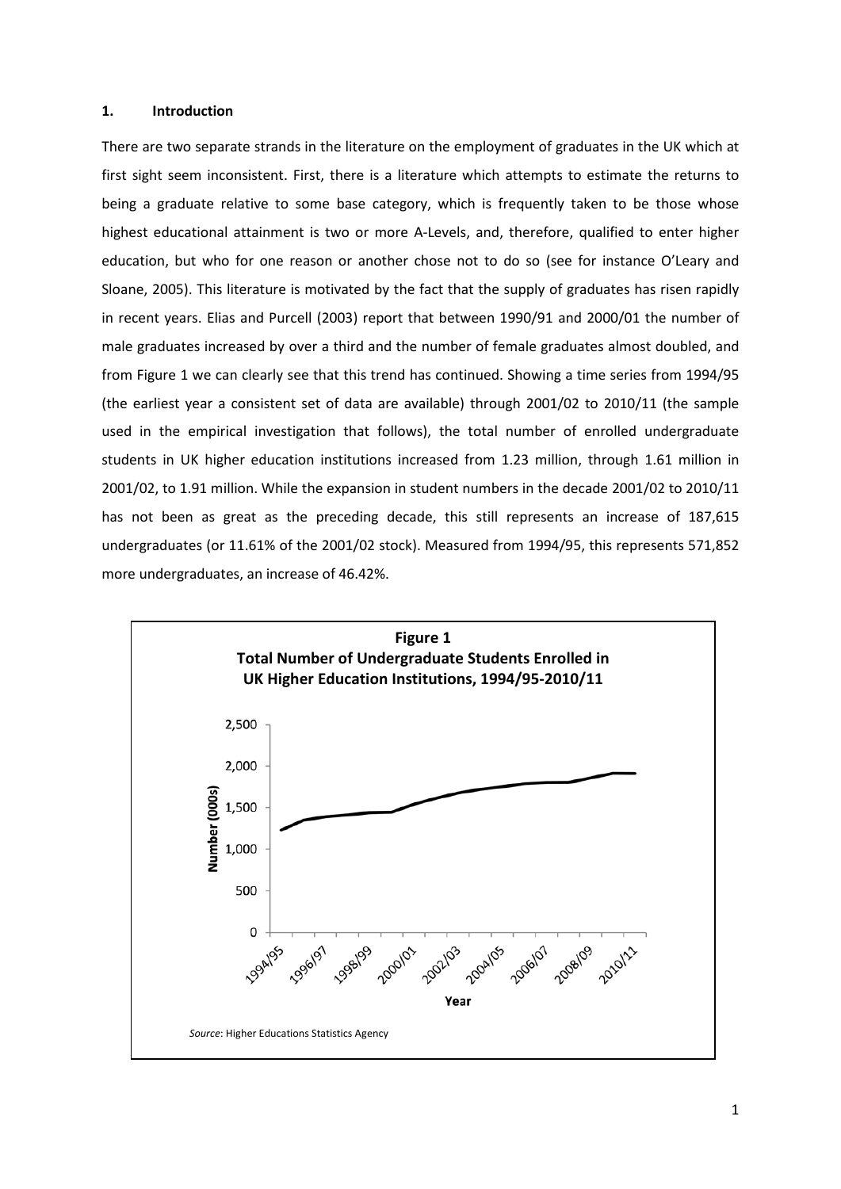## 1. Introduction

There are two separate strands in the literature on the employment of graduates in the UK which at first sight seem inconsistent. First, there is a literature which attempts to estimate the returns to being a graduate relative to some base category, which is frequently taken to be those whose highest educational attainment is two or more A-Levels, and, therefore, qualified to enter higher education, but who for one reason or another chose not to do so (see for instance O'Leary and Sloane, 2005). This literature is motivated by the fact that the supply of graduates has risen rapidly in recent years. Elias and Purcell (2003) report that between 1990/91 and 2000/01 the number of male graduates increased by over a third and the number of female graduates almost doubled, and from Figure 1 we can clearly see that this trend has continued. Showing a time series from 1994/95 (the earliest year a consistent set of data are available) through 2001/02 to 2010/11 (the sample used in the empirical investigation that follows), the total number of enrolled undergraduate students in UK higher education institutions increased from 1.23 million, through 1.61 million in 2001/02, to 1.91 million. While the expansion in student numbers in the decade 2001/02 to 2010/11 has not been as great as the preceding decade, this still represents an increase of 187,615 undergraduates (or 11.61% of the 2001/02 stock). Measured from 1994/95, this represents 571,852 more undergraduates, an increase of 46.42%.

**Figure 1**
**Total Number of Undergraduate Students Enrolled in UK Higher Education Institutions, 1994/95-2010/11**

*Source*: Higher Educations Statistics Agency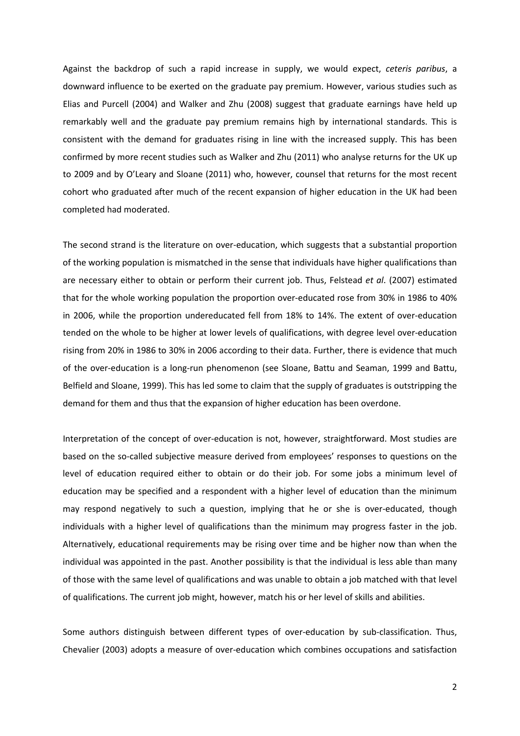Against the backdrop of such a rapid increase in supply, we would expect, *ceteris paribus*, a downward influence to be exerted on the graduate pay premium. However, various studies such as Elias and Purcell (2004) and Walker and Zhu (2008) suggest that graduate earnings have held up remarkably well and the graduate pay premium remains high by international standards. This is consistent with the demand for graduates rising in line with the increased supply. This has been confirmed by more recent studies such as Walker and Zhu (2011) who analyse returns for the UK up to 2009 and by O'Leary and Sloane (2011) who, however, counsel that returns for the most recent cohort who graduated after much of the recent expansion of higher education in the UK had been completed had moderated.

The second strand is the literature on over-education, which suggests that a substantial proportion of the working population is mismatched in the sense that individuals have higher qualifications than are necessary either to obtain or perform their current job. Thus, Felstead *et al*. (2007) estimated that for the whole working population the proportion over-educated rose from 30% in 1986 to 40% in 2006, while the proportion undereducated fell from 18% to 14%. The extent of over-education tended on the whole to be higher at lower levels of qualifications, with degree level over-education rising from 20% in 1986 to 30% in 2006 according to their data. Further, there is evidence that much of the over-education is a long-run phenomenon (see Sloane, Battu and Seaman, 1999 and Battu, Belfield and Sloane, 1999). This has led some to claim that the supply of graduates is outstripping the demand for them and thus that the expansion of higher education has been overdone.

Interpretation of the concept of over-education is not, however, straightforward. Most studies are based on the so-called subjective measure derived from employees' responses to questions on the level of education required either to obtain or do their job. For some jobs a minimum level of education may be specified and a respondent with a higher level of education than the minimum may respond negatively to such a question, implying that he or she is over-educated, though individuals with a higher level of qualifications than the minimum may progress faster in the job. Alternatively, educational requirements may be rising over time and be higher now than when the individual was appointed in the past. Another possibility is that the individual is less able than many of those with the same level of qualifications and was unable to obtain a job matched with that level of qualifications. The current job might, however, match his or her level of skills and abilities.

Some authors distinguish between different types of over-education by sub-classification. Thus, Chevalier (2003) adopts a measure of over-education which combines occupations and satisfaction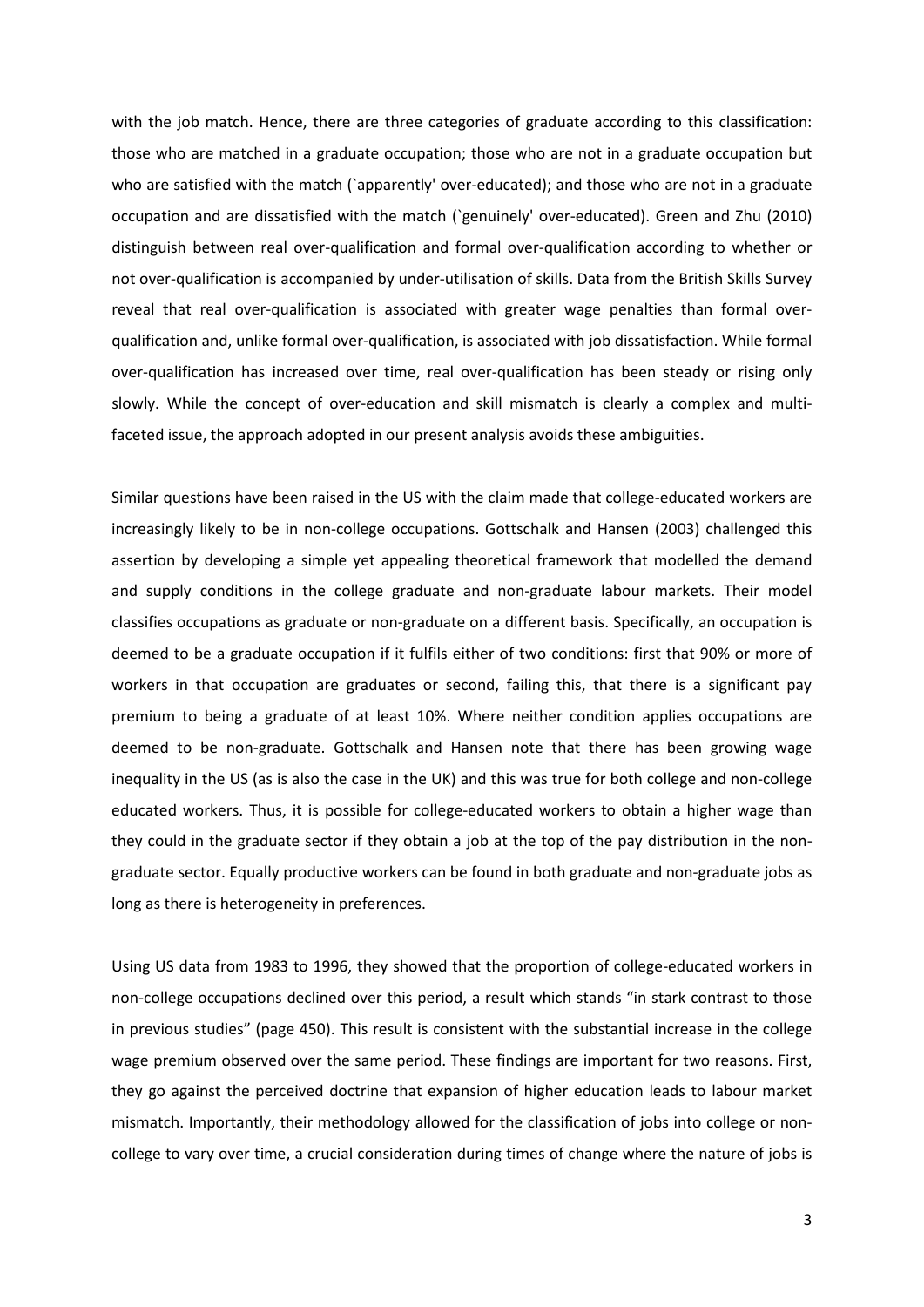with the job match. Hence, there are three categories of graduate according to this classification: those who are matched in a graduate occupation; those who are not in a graduate occupation but who are satisfied with the match (`apparently' over-educated); and those who are not in a graduate occupation and are dissatisfied with the match (`genuinely' over-educated). Green and Zhu (2010) distinguish between real over-qualification and formal over-qualification according to whether or not over-qualification is accompanied by under-utilisation of skills. Data from the British Skills Survey reveal that real over-qualification is associated with greater wage penalties than formal over-qualification and, unlike formal over-qualification, is associated with job dissatisfaction. While formal over-qualification has increased over time, real over-qualification has been steady or rising only slowly. While the concept of over-education and skill mismatch is clearly a complex and multi-faceted issue, the approach adopted in our present analysis avoids these ambiguities.

Similar questions have been raised in the US with the claim made that college-educated workers are increasingly likely to be in non-college occupations. Gottschalk and Hansen (2003) challenged this assertion by developing a simple yet appealing theoretical framework that modelled the demand and supply conditions in the college graduate and non-graduate labour markets. Their model classifies occupations as graduate or non-graduate on a different basis. Specifically, an occupation is deemed to be a graduate occupation if it fulfils either of two conditions: first that 90% or more of workers in that occupation are graduates or second, failing this, that there is a significant pay premium to being a graduate of at least 10%. Where neither condition applies occupations are deemed to be non-graduate. Gottschalk and Hansen note that there has been growing wage inequality in the US (as is also the case in the UK) and this was true for both college and non-college educated workers. Thus, it is possible for college-educated workers to obtain a higher wage than they could in the graduate sector if they obtain a job at the top of the pay distribution in the non-graduate sector. Equally productive workers can be found in both graduate and non-graduate jobs as long as there is heterogeneity in preferences.

Using US data from 1983 to 1996, they showed that the proportion of college-educated workers in non-college occupations declined over this period, a result which stands "in stark contrast to those in previous studies" (page 450). This result is consistent with the substantial increase in the college wage premium observed over the same period. These findings are important for two reasons. First, they go against the perceived doctrine that expansion of higher education leads to labour market mismatch. Importantly, their methodology allowed for the classification of jobs into college or non-college to vary over time, a crucial consideration during times of change where the nature of jobs is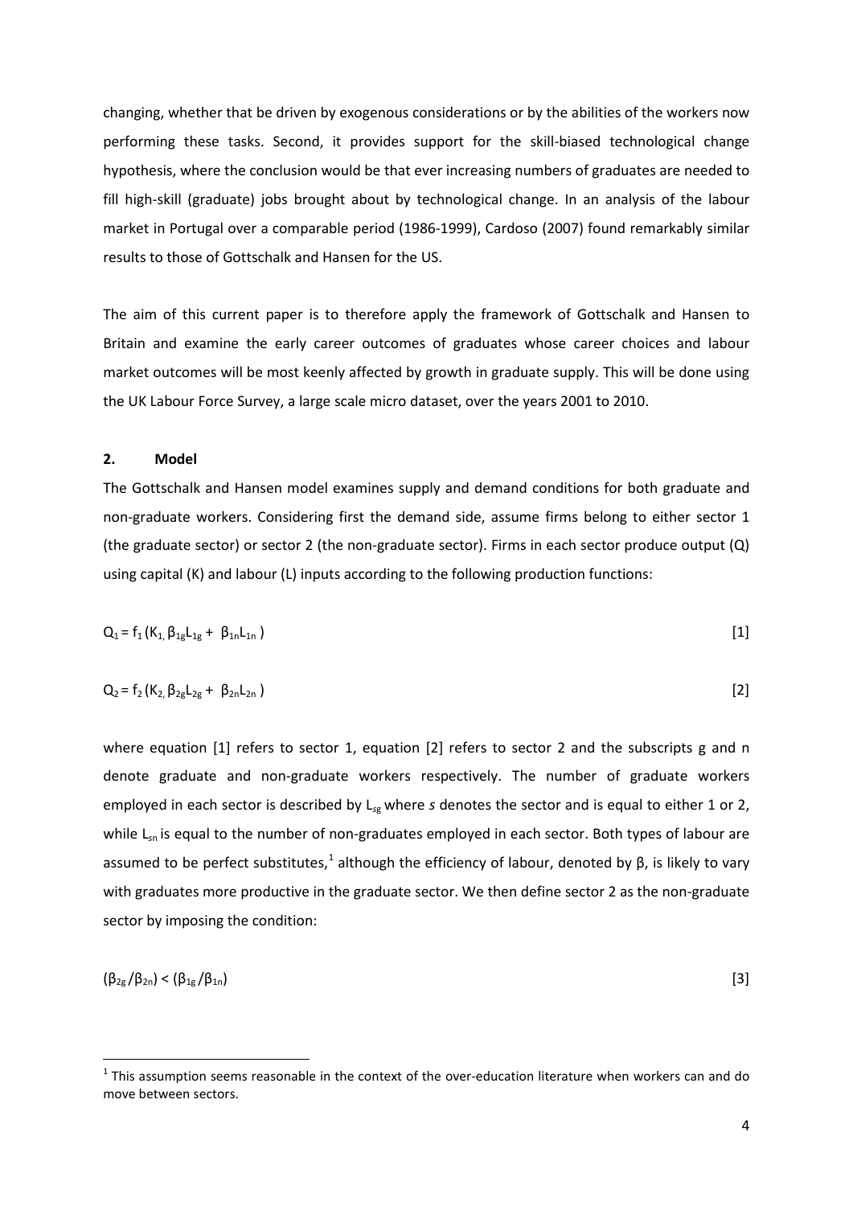changing, whether that be driven by exogenous considerations or by the abilities of the workers now performing these tasks. Second, it provides support for the skill-biased technological change hypothesis, where the conclusion would be that ever increasing numbers of graduates are needed to fill high-skill (graduate) jobs brought about by technological change. In an analysis of the labour market in Portugal over a comparable period (1986-1999), Cardoso (2007) found remarkably similar results to those of Gottschalk and Hansen for the US.

The aim of this current paper is to therefore apply the framework of Gottschalk and Hansen to Britain and examine the early career outcomes of graduates whose career choices and labour market outcomes will be most keenly affected by growth in graduate supply. This will be done using the UK Labour Force Survey, a large scale micro dataset, over the years 2001 to 2010.

## 2. Model

The Gottschalk and Hansen model examines supply and demand conditions for both graduate and non-graduate workers. Considering first the demand side, assume firms belong to either sector 1 (the graduate sector) or sector 2 (the non-graduate sector). Firms in each sector produce output (Q) using capital (K) and labour (L) inputs according to the following production functions:

$$Q_1 = f_1 (K_1, \beta_{1g}L_{1g} + \beta_{1n}L_{1n}) \quad [1]$$

$$Q_2 = f_2 (K_2, \beta_{2g}L_{2g} + \beta_{2n}L_{2n}) \quad [2]$$

where equation [1] refers to sector 1, equation [2] refers to sector 2 and the subscripts g and n denote graduate and non-graduate workers respectively. The number of graduate workers employed in each sector is described by $L_{sg}$ where *s* denotes the sector and is equal to either 1 or 2, while $L_{sn}$ is equal to the number of non-graduates employed in each sector. Both types of labour are assumed to be perfect substitutes,[1] although the efficiency of labour, denoted by β, is likely to vary with graduates more productive in the graduate sector. We then define sector 2 as the non-graduate sector by imposing the condition:

$$(\beta_{2g}/\beta_{2n}) < (\beta_{1g}/\beta_{1n}) \quad [3]$$

[1] This assumption seems reasonable in the context of the over-education literature when workers can and do move between sectors.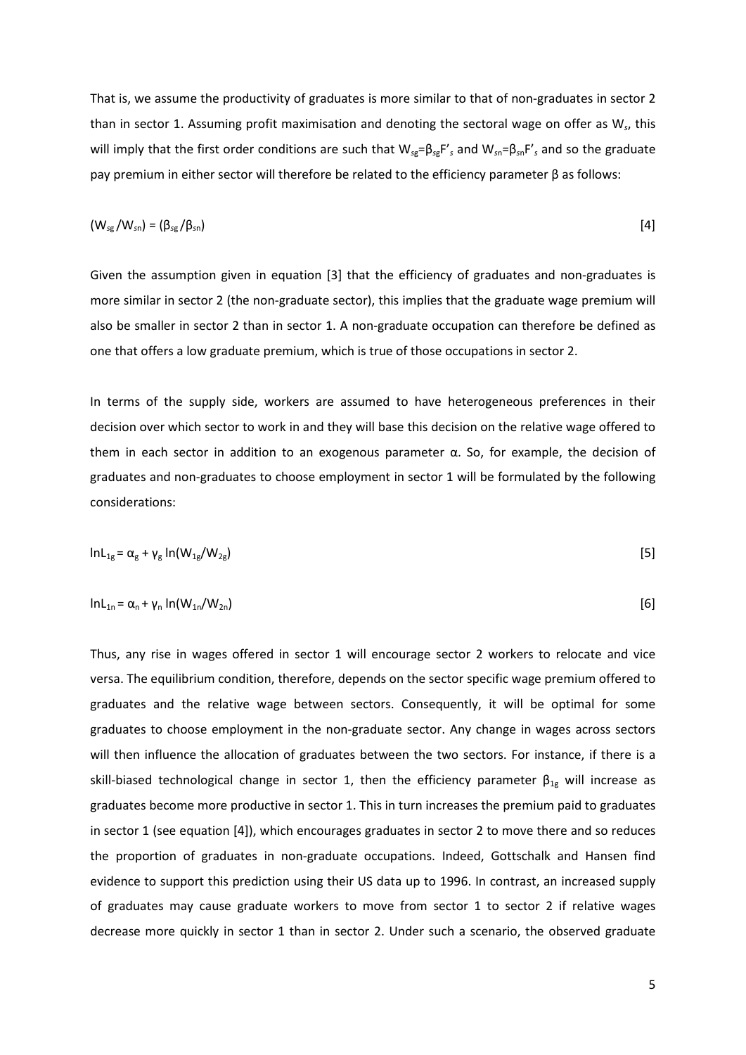That is, we assume the productivity of graduates is more similar to that of non-graduates in sector 2 than in sector 1. Assuming profit maximisation and denoting the sectoral wage on offer as $W_s$, this will imply that the first order conditions are such that $W_{sg}=\beta_{sg}F'_s$ and $W_{sn}=\beta_{sn}F'_s$ and so the graduate pay premium in either sector will therefore be related to the efficiency parameter β as follows:

$$(W_{sg}/W_{sn}) = (\beta_{sg}/\beta_{sn}) \quad [4]$$

Given the assumption given in equation [3] that the efficiency of graduates and non-graduates is more similar in sector 2 (the non-graduate sector), this implies that the graduate wage premium will also be smaller in sector 2 than in sector 1. A non-graduate occupation can therefore be defined as one that offers a low graduate premium, which is true of those occupations in sector 2.

In terms of the supply side, workers are assumed to have heterogeneous preferences in their decision over which sector to work in and they will base this decision on the relative wage offered to them in each sector in addition to an exogenous parameter α. So, for example, the decision of graduates and non-graduates to choose employment in sector 1 will be formulated by the following considerations:

$$\ln L_{1g} = \alpha_g + \gamma_g \ln(W_{1g}/W_{2g}) \quad [5]$$

$$\ln L_{1n} = \alpha_n + \gamma_n \ln(W_{1n}/W_{2n}) \quad [6]$$

Thus, any rise in wages offered in sector 1 will encourage sector 2 workers to relocate and vice versa. The equilibrium condition, therefore, depends on the sector specific wage premium offered to graduates and the relative wage between sectors. Consequently, it will be optimal for some graduates to choose employment in the non-graduate sector. Any change in wages across sectors will then influence the allocation of graduates between the two sectors. For instance, if there is a skill-biased technological change in sector 1, then the efficiency parameter $\beta_{1g}$ will increase as graduates become more productive in sector 1. This in turn increases the premium paid to graduates in sector 1 (see equation [4]), which encourages graduates in sector 2 to move there and so reduces the proportion of graduates in non-graduate occupations. Indeed, Gottschalk and Hansen find evidence to support this prediction using their US data up to 1996. In contrast, an increased supply of graduates may cause graduate workers to move from sector 1 to sector 2 if relative wages decrease more quickly in sector 1 than in sector 2. Under such a scenario, the observed graduate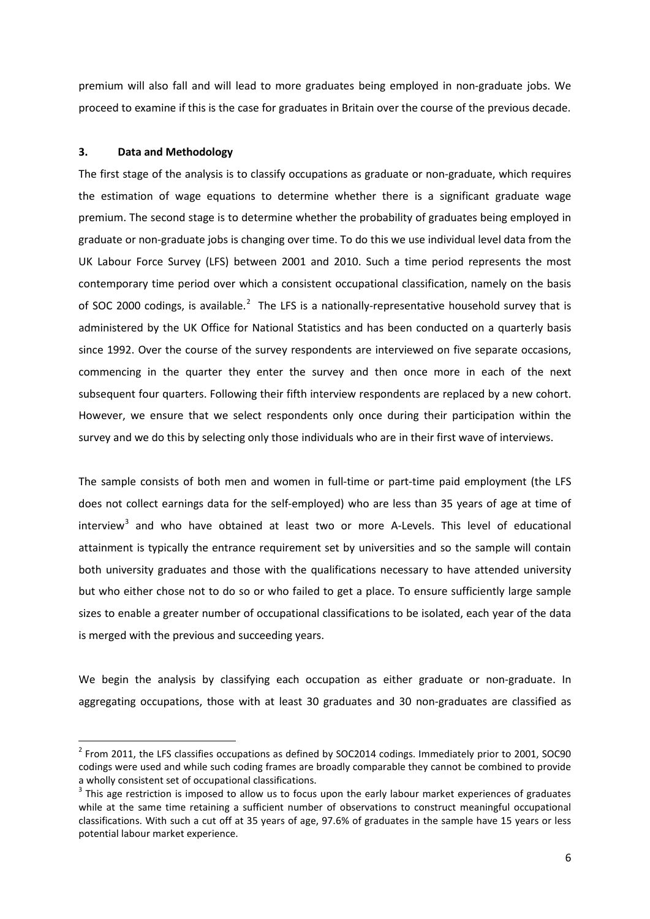premium will also fall and will lead to more graduates being employed in non-graduate jobs. We proceed to examine if this is the case for graduates in Britain over the course of the previous decade.

## 3. Data and Methodology

The first stage of the analysis is to classify occupations as graduate or non-graduate, which requires the estimation of wage equations to determine whether there is a significant graduate wage premium. The second stage is to determine whether the probability of graduates being employed in graduate or non-graduate jobs is changing over time. To do this we use individual level data from the UK Labour Force Survey (LFS) between 2001 and 2010. Such a time period represents the most contemporary time period over which a consistent occupational classification, namely on the basis of SOC 2000 codings, is available.[2] The LFS is a nationally-representative household survey that is administered by the UK Office for National Statistics and has been conducted on a quarterly basis since 1992. Over the course of the survey respondents are interviewed on five separate occasions, commencing in the quarter they enter the survey and then once more in each of the next subsequent four quarters. Following their fifth interview respondents are replaced by a new cohort. However, we ensure that we select respondents only once during their participation within the survey and we do this by selecting only those individuals who are in their first wave of interviews.

The sample consists of both men and women in full-time or part-time paid employment (the LFS does not collect earnings data for the self-employed) who are less than 35 years of age at time of interview[3] and who have obtained at least two or more A-Levels. This level of educational attainment is typically the entrance requirement set by universities and so the sample will contain both university graduates and those with the qualifications necessary to have attended university but who either chose not to do so or who failed to get a place. To ensure sufficiently large sample sizes to enable a greater number of occupational classifications to be isolated, each year of the data is merged with the previous and succeeding years.

We begin the analysis by classifying each occupation as either graduate or non-graduate. In aggregating occupations, those with at least 30 graduates and 30 non-graduates are classified as

---

[2] From 2011, the LFS classifies occupations as defined by SOC2014 codings. Immediately prior to 2001, SOC90 codings were used and while such coding frames are broadly comparable they cannot be combined to provide a wholly consistent set of occupational classifications.

[3] This age restriction is imposed to allow us to focus upon the early labour market experiences of graduates while at the same time retaining a sufficient number of observations to construct meaningful occupational classifications. With such a cut off at 35 years of age, 97.6% of graduates in the sample have 15 years or less potential labour market experience.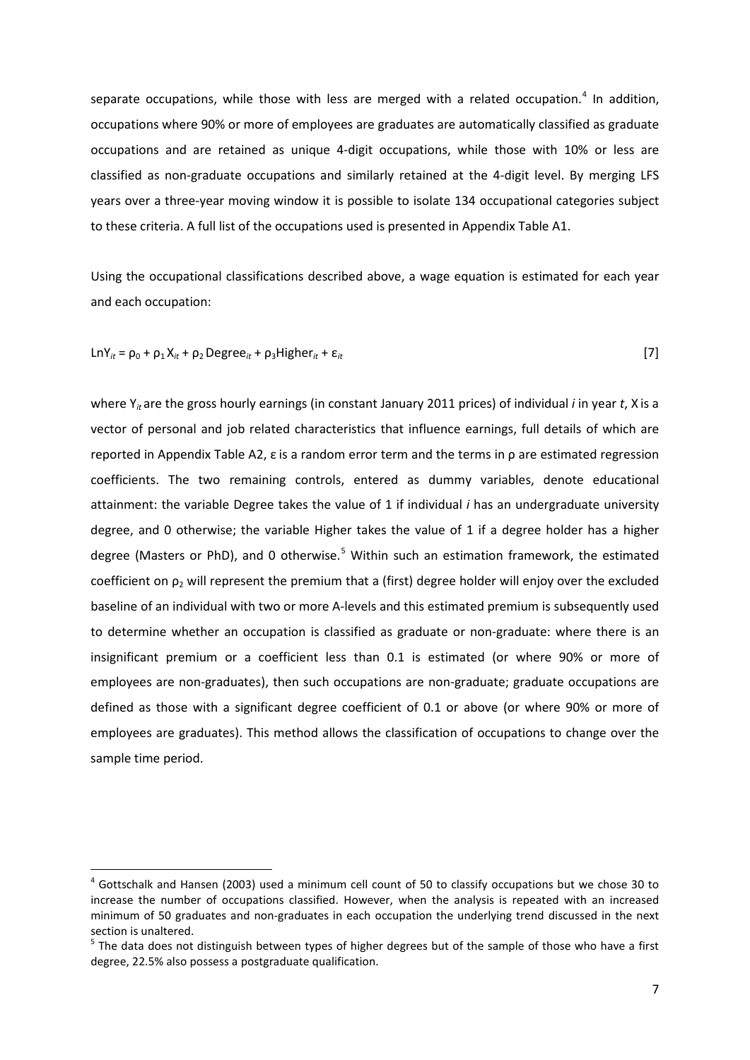separate occupations, while those with less are merged with a related occupation.[4] In addition, occupations where 90% or more of employees are graduates are automatically classified as graduate occupations and are retained as unique 4-digit occupations, while those with 10% or less are classified as non-graduate occupations and similarly retained at the 4-digit level. By merging LFS years over a three-year moving window it is possible to isolate 134 occupational categories subject to these criteria. A full list of the occupations used is presented in Appendix Table A1.

Using the occupational classifications described above, a wage equation is estimated for each year and each occupation:

$$\text{Ln}Y_{it} = \rho_0 + \rho_1 X_{it} + \rho_2 \text{Degree}_{it} + \rho_3 \text{Higher}_{it} + \varepsilon_{it} \qquad [7]$$

where $Y_{it}$ are the gross hourly earnings (in constant January 2011 prices) of individual *i* in year *t*, X is a vector of personal and job related characteristics that influence earnings, full details of which are reported in Appendix Table A2, ε is a random error term and the terms in ρ are estimated regression coefficients. The two remaining controls, entered as dummy variables, denote educational attainment: the variable Degree takes the value of 1 if individual *i* has an undergraduate university degree, and 0 otherwise; the variable Higher takes the value of 1 if a degree holder has a higher degree (Masters or PhD), and 0 otherwise.[5] Within such an estimation framework, the estimated coefficient on $\rho_2$ will represent the premium that a (first) degree holder will enjoy over the excluded baseline of an individual with two or more A-levels and this estimated premium is subsequently used to determine whether an occupation is classified as graduate or non-graduate: where there is an insignificant premium or a coefficient less than 0.1 is estimated (or where 90% or more of employees are non-graduates), then such occupations are non-graduate; graduate occupations are defined as those with a significant degree coefficient of 0.1 or above (or where 90% or more of employees are graduates). This method allows the classification of occupations to change over the sample time period.

---

[4] Gottschalk and Hansen (2003) used a minimum cell count of 50 to classify occupations but we chose 30 to increase the number of occupations classified. However, when the analysis is repeated with an increased minimum of 50 graduates and non-graduates in each occupation the underlying trend discussed in the next section is unaltered.

[5] The data does not distinguish between types of higher degrees but of the sample of those who have a first degree, 22.5% also possess a postgraduate qualification.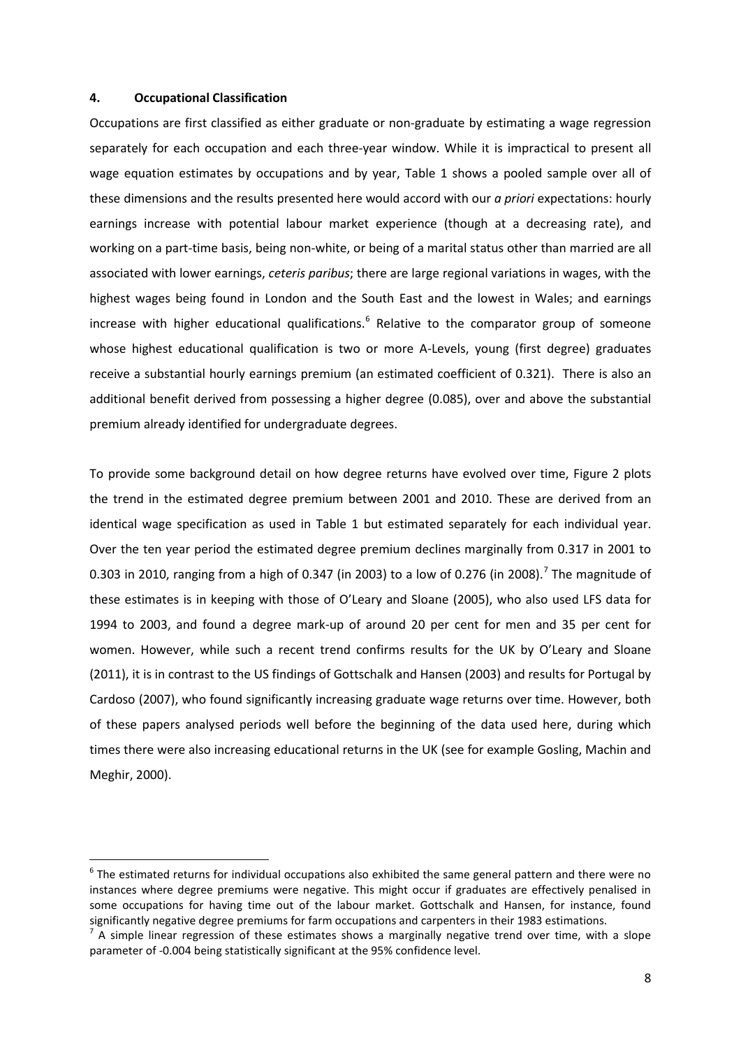## 4. Occupational Classification

Occupations are first classified as either graduate or non-graduate by estimating a wage regression separately for each occupation and each three-year window. While it is impractical to present all wage equation estimates by occupations and by year, Table 1 shows a pooled sample over all of these dimensions and the results presented here would accord with our *a priori* expectations: hourly earnings increase with potential labour market experience (though at a decreasing rate), and working on a part-time basis, being non-white, or being of a marital status other than married are all associated with lower earnings, *ceteris paribus*; there are large regional variations in wages, with the highest wages being found in London and the South East and the lowest in Wales; and earnings increase with higher educational qualifications.[6] Relative to the comparator group of someone whose highest educational qualification is two or more A-Levels, young (first degree) graduates receive a substantial hourly earnings premium (an estimated coefficient of 0.321). There is also an additional benefit derived from possessing a higher degree (0.085), over and above the substantial premium already identified for undergraduate degrees.

To provide some background detail on how degree returns have evolved over time, Figure 2 plots the trend in the estimated degree premium between 2001 and 2010. These are derived from an identical wage specification as used in Table 1 but estimated separately for each individual year. Over the ten year period the estimated degree premium declines marginally from 0.317 in 2001 to 0.303 in 2010, ranging from a high of 0.347 (in 2003) to a low of 0.276 (in 2008).[7] The magnitude of these estimates is in keeping with those of O'Leary and Sloane (2005), who also used LFS data for 1994 to 2003, and found a degree mark-up of around 20 per cent for men and 35 per cent for women. However, while such a recent trend confirms results for the UK by O'Leary and Sloane (2011), it is in contrast to the US findings of Gottschalk and Hansen (2003) and results for Portugal by Cardoso (2007), who found significantly increasing graduate wage returns over time. However, both of these papers analysed periods well before the beginning of the data used here, during which times there were also increasing educational returns in the UK (see for example Gosling, Machin and Meghir, 2000).

---

[6] The estimated returns for individual occupations also exhibited the same general pattern and there were no instances where degree premiums were negative. This might occur if graduates are effectively penalised in some occupations for having time out of the labour market. Gottschalk and Hansen, for instance, found significantly negative degree premiums for farm occupations and carpenters in their 1983 estimations.

[7] A simple linear regression of these estimates shows a marginally negative trend over time, with a slope parameter of -0.004 being statistically significant at the 95% confidence level.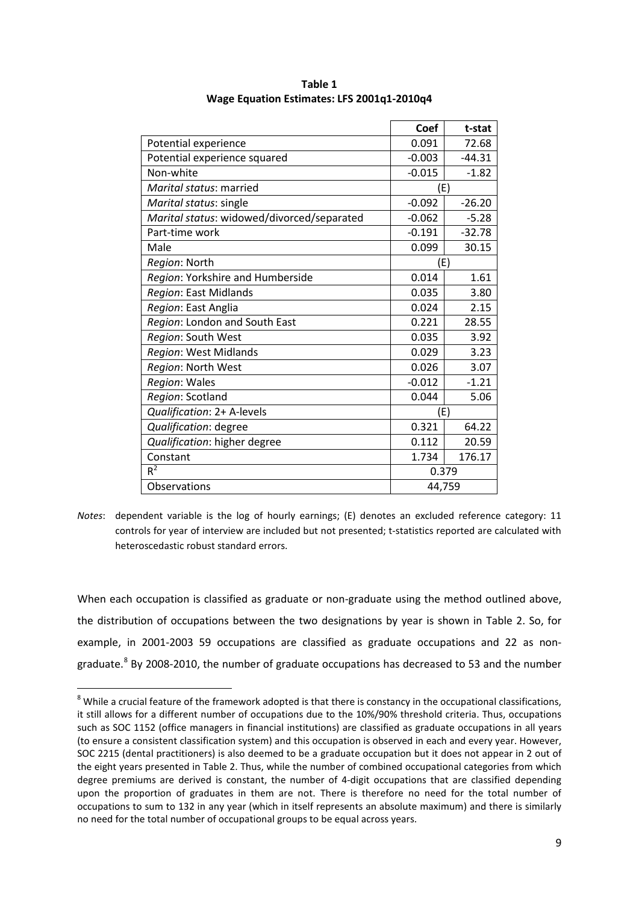**Table 1**
**Wage Equation Estimates: LFS 2001q1-2010q4**

| | Coef | t-stat |
|---|---|---|
| Potential experience | 0.091 | 72.68 |
| Potential experience squared | -0.003 | -44.31 |
| Non-white | -0.015 | -1.82 |
| *Marital status*: married | (E) | |
| *Marital status*: single | -0.092 | -26.20 |
| *Marital status*: widowed/divorced/separated | -0.062 | -5.28 |
| Part-time work | -0.191 | -32.78 |
| Male | 0.099 | 30.15 |
| *Region*: North | (E) | |
| *Region*: Yorkshire and Humberside | 0.014 | 1.61 |
| *Region*: East Midlands | 0.035 | 3.80 |
| *Region*: East Anglia | 0.024 | 2.15 |
| *Region*: London and South East | 0.221 | 28.55 |
| *Region*: South West | 0.035 | 3.92 |
| *Region*: West Midlands | 0.029 | 3.23 |
| *Region*: North West | 0.026 | 3.07 |
| *Region*: Wales | -0.012 | -1.21 |
| *Region*: Scotland | 0.044 | 5.06 |
| *Qualification*: 2+ A-levels | (E) | |
| *Qualification*: degree | 0.321 | 64.22 |
| *Qualification*: higher degree | 0.112 | 20.59 |
| Constant | 1.734 | 176.17 |
| $R^2$ | 0.379 | |
| Observations | 44,759 | |

*Notes*: dependent variable is the log of hourly earnings; (E) denotes an excluded reference category: 11 controls for year of interview are included but not presented; t-statistics reported are calculated with heteroscedastic robust standard errors.

When each occupation is classified as graduate or non-graduate using the method outlined above, the distribution of occupations between the two designations by year is shown in Table 2. So, for example, in 2001-2003 59 occupations are classified as graduate occupations and 22 as non-graduate.[8] By 2008-2010, the number of graduate occupations has decreased to 53 and the number

[8] While a crucial feature of the framework adopted is that there is constancy in the occupational classifications, it still allows for a different number of occupations due to the 10%/90% threshold criteria. Thus, occupations such as SOC 1152 (office managers in financial institutions) are classified as graduate occupations in all years (to ensure a consistent classification system) and this occupation is observed in each and every year. However, SOC 2215 (dental practitioners) is also deemed to be a graduate occupation but it does not appear in 2 out of the eight years presented in Table 2. Thus, while the number of combined occupational categories from which degree premiums are derived is constant, the number of 4-digit occupations that are classified depending upon the proportion of graduates in them are not. There is therefore no need for the total number of occupations to sum to 132 in any year (which in itself represents an absolute maximum) and there is similarly no need for the total number of occupational groups to be equal across years.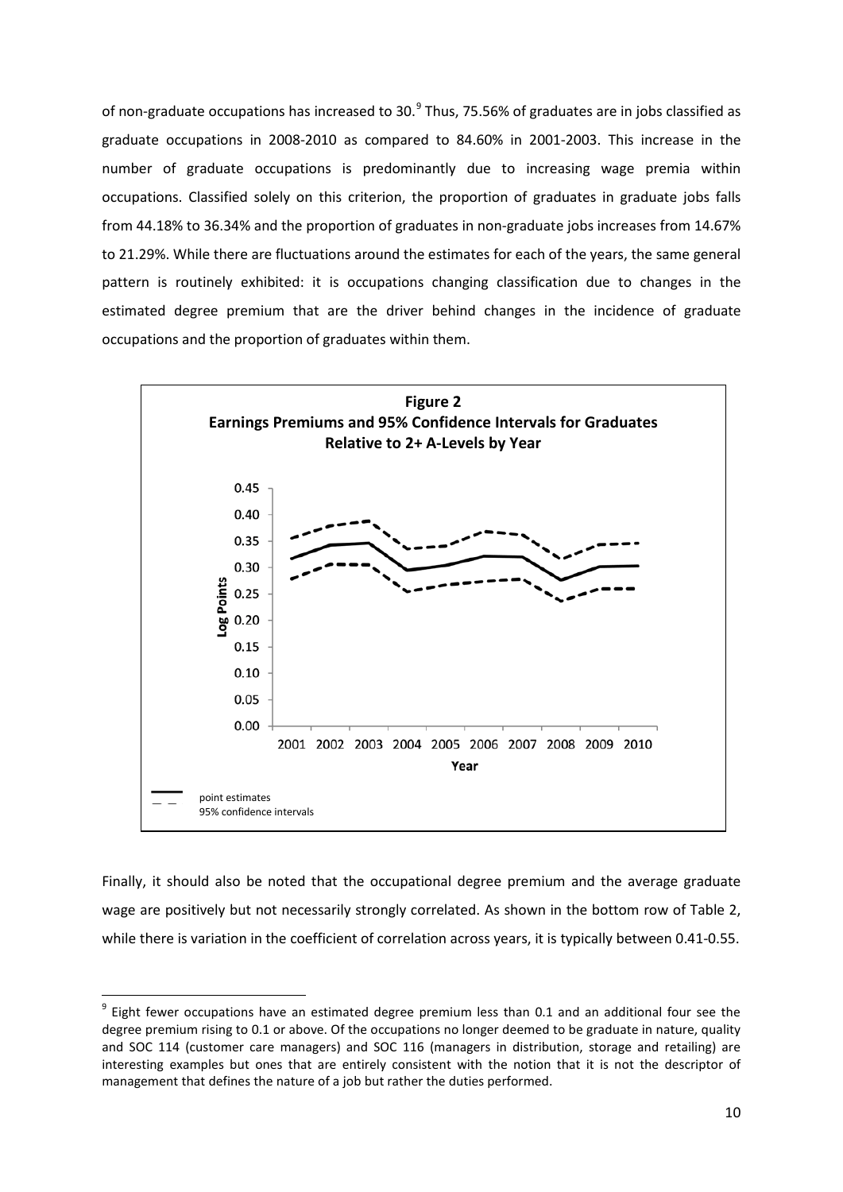of non-graduate occupations has increased to 30.[9] Thus, 75.56% of graduates are in jobs classified as graduate occupations in 2008-2010 as compared to 84.60% in 2001-2003. This increase in the number of graduate occupations is predominantly due to increasing wage premia within occupations. Classified solely on this criterion, the proportion of graduates in graduate jobs falls from 44.18% to 36.34% and the proportion of graduates in non-graduate jobs increases from 14.67% to 21.29%. While there are fluctuations around the estimates for each of the years, the same general pattern is routinely exhibited: it is occupations changing classification due to changes in the estimated degree premium that are the driver behind changes in the incidence of graduate occupations and the proportion of graduates within them.

**Figure 2**
**Earnings Premiums and 95% Confidence Intervals for Graduates Relative to 2+ A-Levels by Year**

Finally, it should also be noted that the occupational degree premium and the average graduate wage are positively but not necessarily strongly correlated. As shown in the bottom row of Table 2, while there is variation in the coefficient of correlation across years, it is typically between 0.41-0.55.

[9] Eight fewer occupations have an estimated degree premium less than 0.1 and an additional four see the degree premium rising to 0.1 or above. Of the occupations no longer deemed to be graduate in nature, quality and SOC 114 (customer care managers) and SOC 116 (managers in distribution, storage and retailing) are interesting examples but ones that are entirely consistent with the notion that it is not the descriptor of management that defines the nature of a job but rather the duties performed.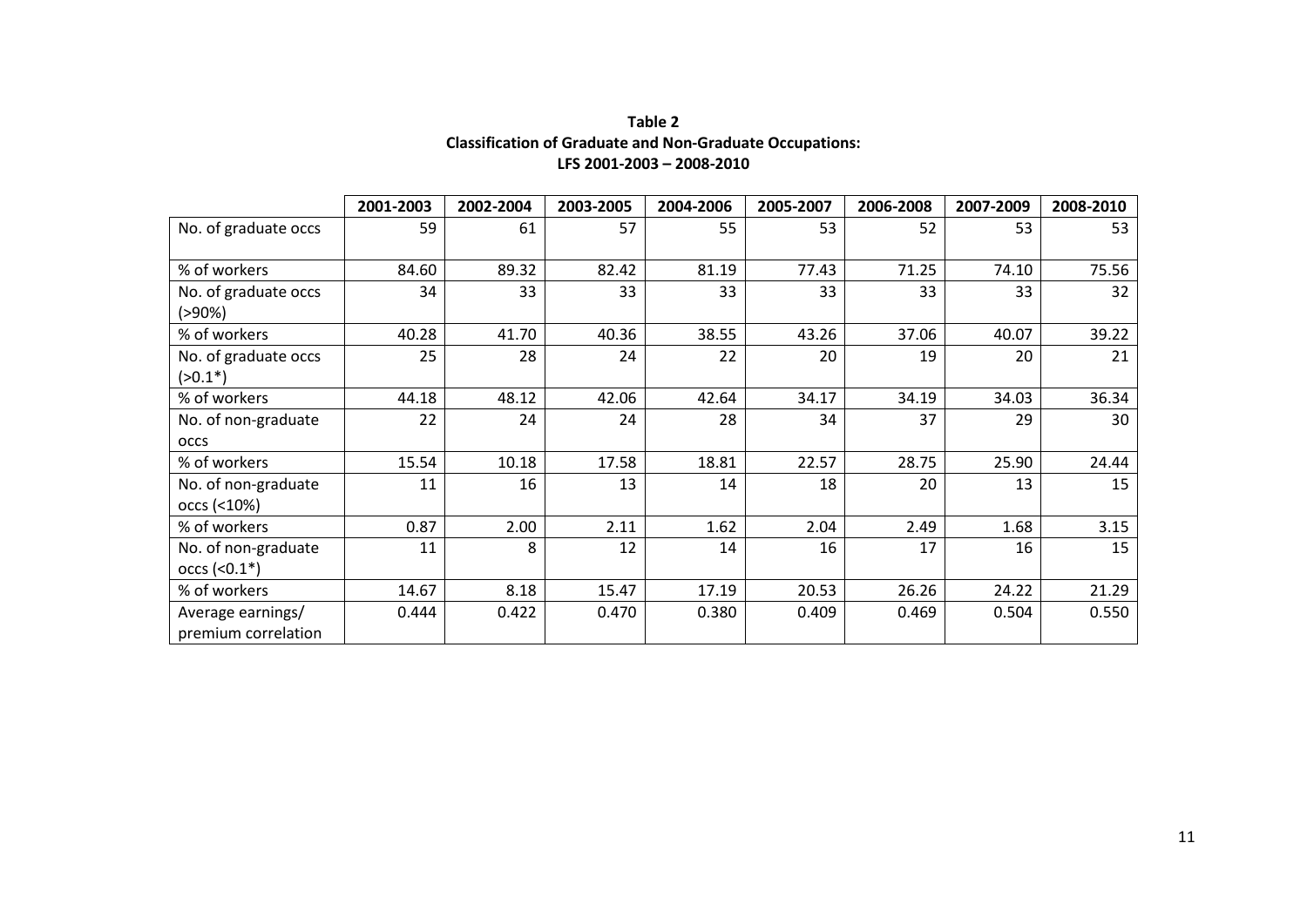**Table 2**
**Classification of Graduate and Non-Graduate Occupations:**
**LFS 2001-2003 – 2008-2010**

| | 2001-2003 | 2002-2004 | 2003-2005 | 2004-2006 | 2005-2007 | 2006-2008 | 2007-2009 | 2008-2010 |
|---|---|---|---|---|---|---|---|---|
| No. of graduate occs | 59 | 61 | 57 | 55 | 53 | 52 | 53 | 53 |
| % of workers | 84.60 | 89.32 | 82.42 | 81.19 | 77.43 | 71.25 | 74.10 | 75.56 |
| No. of graduate occs (>90%) | 34 | 33 | 33 | 33 | 33 | 33 | 33 | 32 |
| % of workers | 40.28 | 41.70 | 40.36 | 38.55 | 43.26 | 37.06 | 40.07 | 39.22 |
| No. of graduate occs (>0.1*) | 25 | 28 | 24 | 22 | 20 | 19 | 20 | 21 |
| % of workers | 44.18 | 48.12 | 42.06 | 42.64 | 34.17 | 34.19 | 34.03 | 36.34 |
| No. of non-graduate occs | 22 | 24 | 24 | 28 | 34 | 37 | 29 | 30 |
| % of workers | 15.54 | 10.18 | 17.58 | 18.81 | 22.57 | 28.75 | 25.90 | 24.44 |
| No. of non-graduate occs (<10%) | 11 | 16 | 13 | 14 | 18 | 20 | 13 | 15 |
| % of workers | 0.87 | 2.00 | 2.11 | 1.62 | 2.04 | 2.49 | 1.68 | 3.15 |
| No. of non-graduate occs (<0.1*) | 11 | 8 | 12 | 14 | 16 | 17 | 16 | 15 |
| % of workers | 14.67 | 8.18 | 15.47 | 17.19 | 20.53 | 26.26 | 24.22 | 21.29 |
| Average earnings/ premium correlation | 0.444 | 0.422 | 0.470 | 0.380 | 0.409 | 0.469 | 0.504 | 0.550 |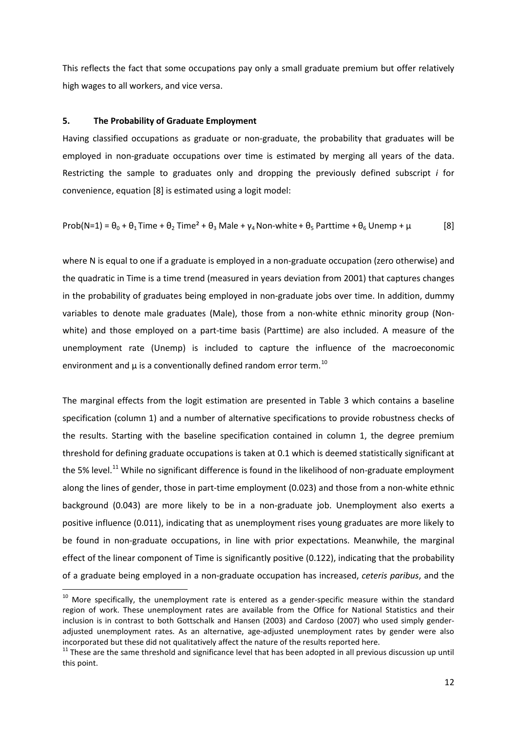This reflects the fact that some occupations pay only a small graduate premium but offer relatively high wages to all workers, and vice versa.

## 5. The Probability of Graduate Employment

Having classified occupations as graduate or non-graduate, the probability that graduates will be employed in non-graduate occupations over time is estimated by merging all years of the data. Restricting the sample to graduates only and dropping the previously defined subscript *i* for convenience, equation [8] is estimated using a logit model:

$$\text{Prob}(N=1) = \theta_0 + \theta_1 \text{Time} + \theta_2 \text{Time}^2 + \theta_3 \text{Male} + \gamma_4 \text{Non-white} + \theta_5 \text{Parttime} + \theta_6 \text{Unemp} + \mu \qquad [8]$$

where N is equal to one if a graduate is employed in a non-graduate occupation (zero otherwise) and the quadratic in Time is a time trend (measured in years deviation from 2001) that captures changes in the probability of graduates being employed in non-graduate jobs over time. In addition, dummy variables to denote male graduates (Male), those from a non-white ethnic minority group (Non-white) and those employed on a part-time basis (Parttime) are also included. A measure of the unemployment rate (Unemp) is included to capture the influence of the macroeconomic environment and $\mu$ is a conventionally defined random error term.[10]

The marginal effects from the logit estimation are presented in Table 3 which contains a baseline specification (column 1) and a number of alternative specifications to provide robustness checks of the results. Starting with the baseline specification contained in column 1, the degree premium threshold for defining graduate occupations is taken at 0.1 which is deemed statistically significant at the 5% level.[11] While no significant difference is found in the likelihood of non-graduate employment along the lines of gender, those in part-time employment (0.023) and those from a non-white ethnic background (0.043) are more likely to be in a non-graduate job. Unemployment also exerts a positive influence (0.011), indicating that as unemployment rises young graduates are more likely to be found in non-graduate occupations, in line with prior expectations. Meanwhile, the marginal effect of the linear component of Time is significantly positive (0.122), indicating that the probability of a graduate being employed in a non-graduate occupation has increased, *ceteris paribus*, and the

---

[10] More specifically, the unemployment rate is entered as a gender-specific measure within the standard region of work. These unemployment rates are available from the Office for National Statistics and their inclusion is in contrast to both Gottschalk and Hansen (2003) and Cardoso (2007) who used simply gender-adjusted unemployment rates. As an alternative, age-adjusted unemployment rates by gender were also incorporated but these did not qualitatively affect the nature of the results reported here.

[11] These are the same threshold and significance level that has been adopted in all previous discussion up until this point.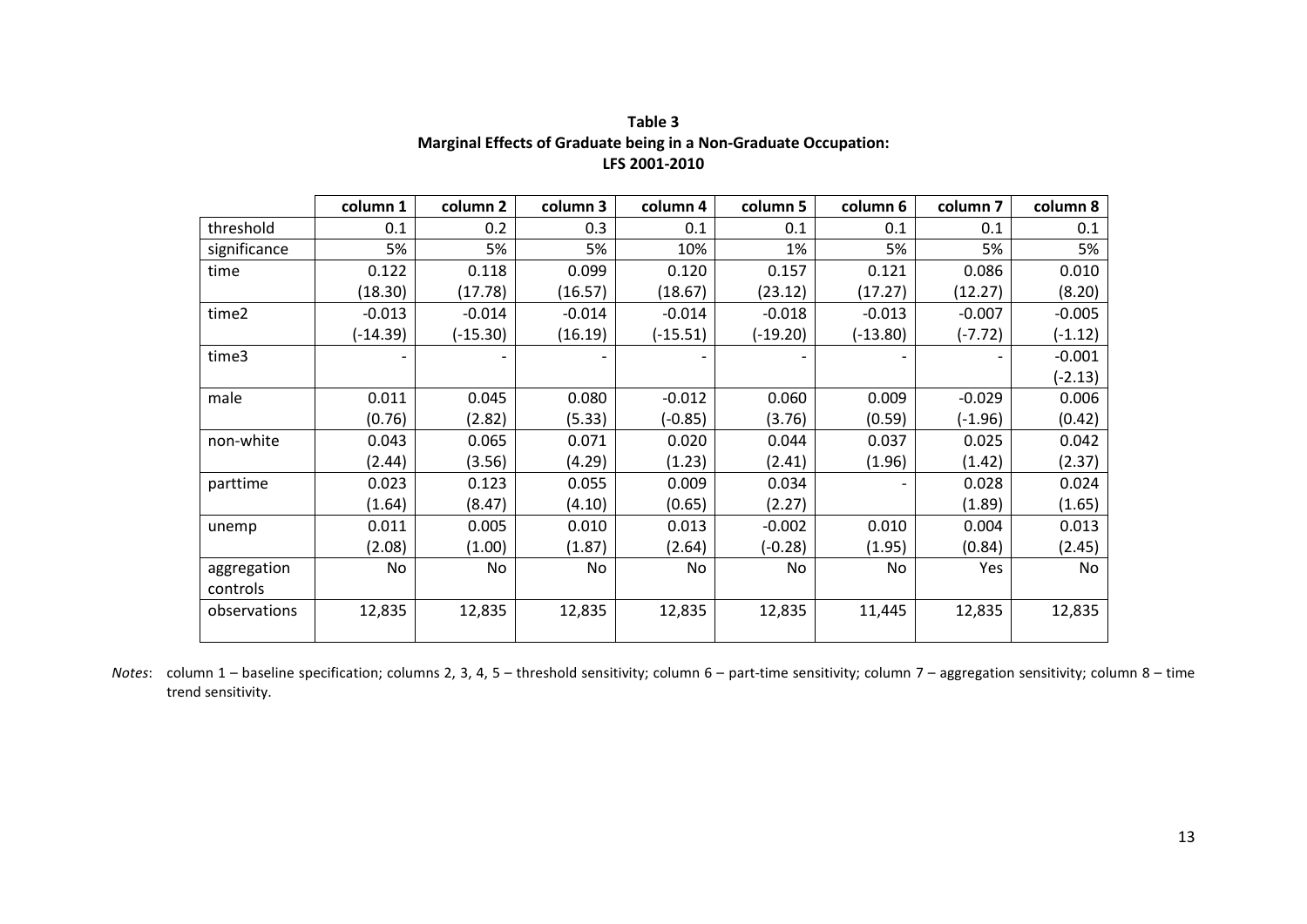**Table 3**
**Marginal Effects of Graduate being in a Non-Graduate Occupation:**
**LFS 2001-2010**

| | column 1 | column 2 | column 3 | column 4 | column 5 | column 6 | column 7 | column 8 |
|---|---|---|---|---|---|---|---|---|
| threshold | 0.1 | 0.2 | 0.3 | 0.1 | 0.1 | 0.1 | 0.1 | 0.1 |
| significance | 5% | 5% | 5% | 10% | 1% | 5% | 5% | 5% |
| time | 0.122 | 0.118 | 0.099 | 0.120 | 0.157 | 0.121 | 0.086 | 0.010 |
| | (18.30) | (17.78) | (16.57) | (18.67) | (23.12) | (17.27) | (12.27) | (8.20) |
| time2 | -0.013 | -0.014 | -0.014 | -0.014 | -0.018 | -0.013 | -0.007 | -0.005 |
| | (-14.39) | (-15.30) | (16.19) | (-15.51) | (-19.20) | (-13.80) | (-7.72) | (-1.12) |
| time3 | - | - | - | - | - | - | - | -0.001 |
| | | | | | | | | (-2.13) |
| male | 0.011 | 0.045 | 0.080 | -0.012 | 0.060 | 0.009 | -0.029 | 0.006 |
| | (0.76) | (2.82) | (5.33) | (-0.85) | (3.76) | (0.59) | (-1.96) | (0.42) |
| non-white | 0.043 | 0.065 | 0.071 | 0.020 | 0.044 | 0.037 | 0.025 | 0.042 |
| | (2.44) | (3.56) | (4.29) | (1.23) | (2.41) | (1.96) | (1.42) | (2.37) |
| parttime | 0.023 | 0.123 | 0.055 | 0.009 | 0.034 | - | 0.028 | 0.024 |
| | (1.64) | (8.47) | (4.10) | (0.65) | (2.27) | | (1.89) | (1.65) |
| unemp | 0.011 | 0.005 | 0.010 | 0.013 | -0.002 | 0.010 | 0.004 | 0.013 |
| | (2.08) | (1.00) | (1.87) | (2.64) | (-0.28) | (1.95) | (0.84) | (2.45) |
| aggregation controls | No | No | No | No | No | No | Yes | No |
| observations | 12,835 | 12,835 | 12,835 | 12,835 | 12,835 | 11,445 | 12,835 | 12,835 |

*Notes*: column 1 – baseline specification; columns 2, 3, 4, 5 – threshold sensitivity; column 6 – part-time sensitivity; column 7 – aggregation sensitivity; column 8 – time trend sensitivity.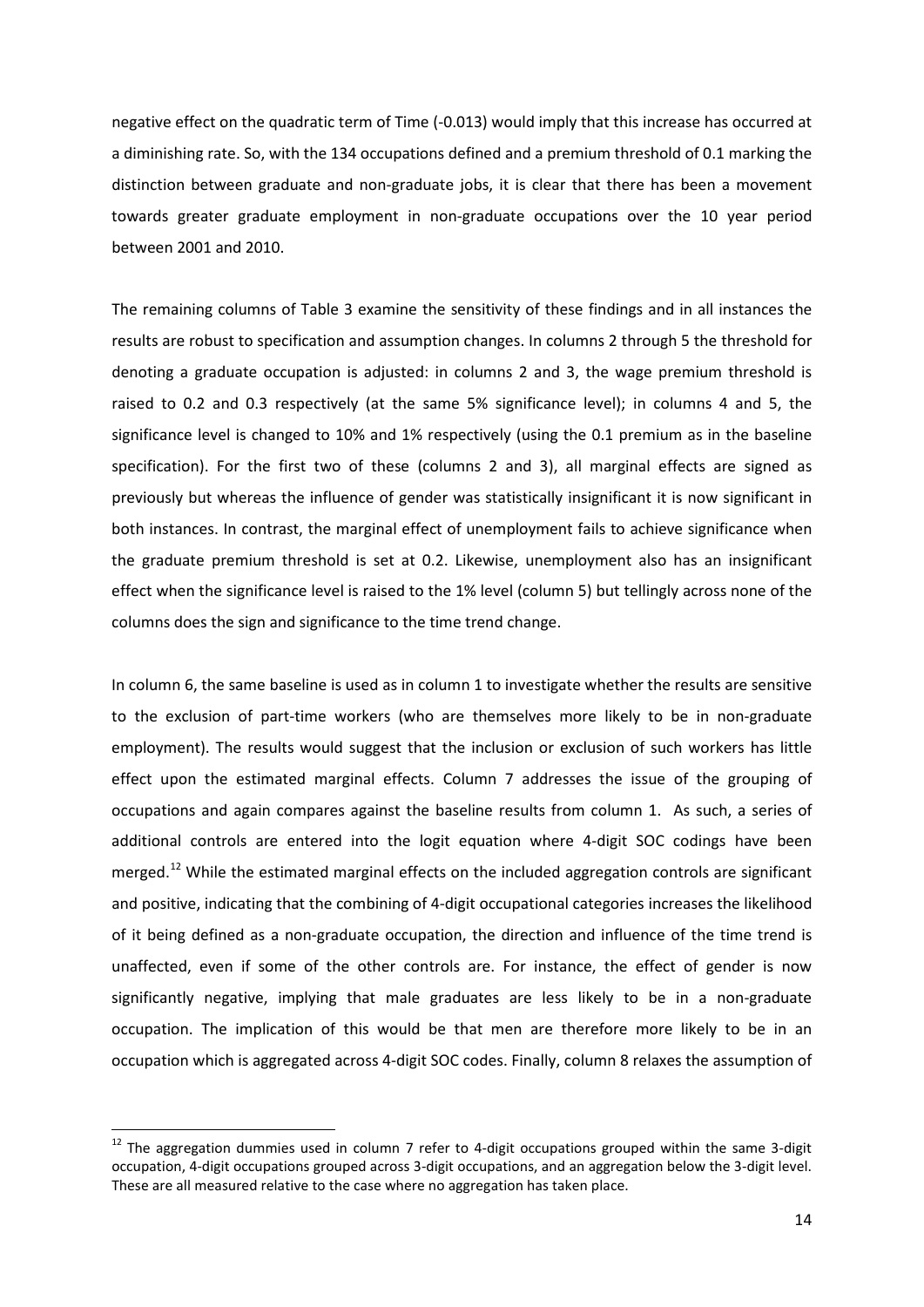negative effect on the quadratic term of Time (-0.013) would imply that this increase has occurred at a diminishing rate. So, with the 134 occupations defined and a premium threshold of 0.1 marking the distinction between graduate and non-graduate jobs, it is clear that there has been a movement towards greater graduate employment in non-graduate occupations over the 10 year period between 2001 and 2010.

The remaining columns of Table 3 examine the sensitivity of these findings and in all instances the results are robust to specification and assumption changes. In columns 2 through 5 the threshold for denoting a graduate occupation is adjusted: in columns 2 and 3, the wage premium threshold is raised to 0.2 and 0.3 respectively (at the same 5% significance level); in columns 4 and 5, the significance level is changed to 10% and 1% respectively (using the 0.1 premium as in the baseline specification). For the first two of these (columns 2 and 3), all marginal effects are signed as previously but whereas the influence of gender was statistically insignificant it is now significant in both instances. In contrast, the marginal effect of unemployment fails to achieve significance when the graduate premium threshold is set at 0.2. Likewise, unemployment also has an insignificant effect when the significance level is raised to the 1% level (column 5) but tellingly across none of the columns does the sign and significance to the time trend change.

In column 6, the same baseline is used as in column 1 to investigate whether the results are sensitive to the exclusion of part-time workers (who are themselves more likely to be in non-graduate employment). The results would suggest that the inclusion or exclusion of such workers has little effect upon the estimated marginal effects. Column 7 addresses the issue of the grouping of occupations and again compares against the baseline results from column 1. As such, a series of additional controls are entered into the logit equation where 4-digit SOC codings have been merged.[12] While the estimated marginal effects on the included aggregation controls are significant and positive, indicating that the combining of 4-digit occupational categories increases the likelihood of it being defined as a non-graduate occupation, the direction and influence of the time trend is unaffected, even if some of the other controls are. For instance, the effect of gender is now significantly negative, implying that male graduates are less likely to be in a non-graduate occupation. The implication of this would be that men are therefore more likely to be in an occupation which is aggregated across 4-digit SOC codes. Finally, column 8 relaxes the assumption of

[12] The aggregation dummies used in column 7 refer to 4-digit occupations grouped within the same 3-digit occupation, 4-digit occupations grouped across 3-digit occupations, and an aggregation below the 3-digit level. These are all measured relative to the case where no aggregation has taken place.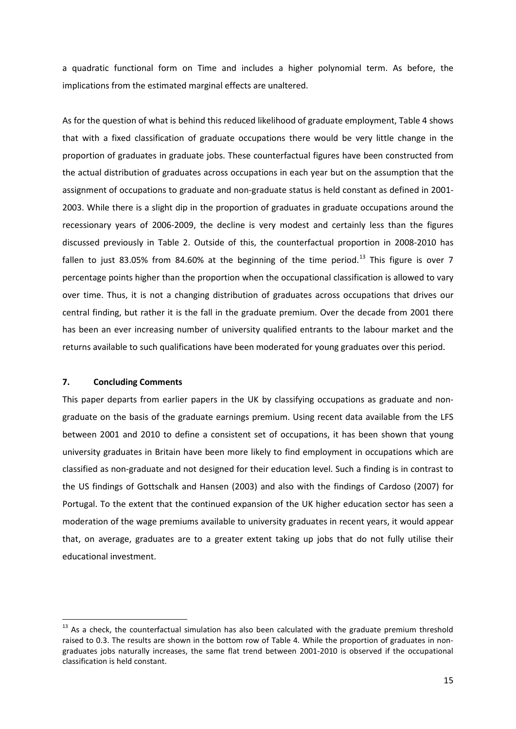a quadratic functional form on Time and includes a higher polynomial term. As before, the implications from the estimated marginal effects are unaltered.

As for the question of what is behind this reduced likelihood of graduate employment, Table 4 shows that with a fixed classification of graduate occupations there would be very little change in the proportion of graduates in graduate jobs. These counterfactual figures have been constructed from the actual distribution of graduates across occupations in each year but on the assumption that the assignment of occupations to graduate and non-graduate status is held constant as defined in 2001-2003. While there is a slight dip in the proportion of graduates in graduate occupations around the recessionary years of 2006-2009, the decline is very modest and certainly less than the figures discussed previously in Table 2. Outside of this, the counterfactual proportion in 2008-2010 has fallen to just 83.05% from 84.60% at the beginning of the time period.[13] This figure is over 7 percentage points higher than the proportion when the occupational classification is allowed to vary over time. Thus, it is not a changing distribution of graduates across occupations that drives our central finding, but rather it is the fall in the graduate premium. Over the decade from 2001 there has been an ever increasing number of university qualified entrants to the labour market and the returns available to such qualifications have been moderated for young graduates over this period.

## 7. Concluding Comments

This paper departs from earlier papers in the UK by classifying occupations as graduate and non-graduate on the basis of the graduate earnings premium. Using recent data available from the LFS between 2001 and 2010 to define a consistent set of occupations, it has been shown that young university graduates in Britain have been more likely to find employment in occupations which are classified as non-graduate and not designed for their education level. Such a finding is in contrast to the US findings of Gottschalk and Hansen (2003) and also with the findings of Cardoso (2007) for Portugal. To the extent that the continued expansion of the UK higher education sector has seen a moderation of the wage premiums available to university graduates in recent years, it would appear that, on average, graduates are to a greater extent taking up jobs that do not fully utilise their educational investment.

[13] As a check, the counterfactual simulation has also been calculated with the graduate premium threshold raised to 0.3. The results are shown in the bottom row of Table 4. While the proportion of graduates in non-graduates jobs naturally increases, the same flat trend between 2001-2010 is observed if the occupational classification is held constant.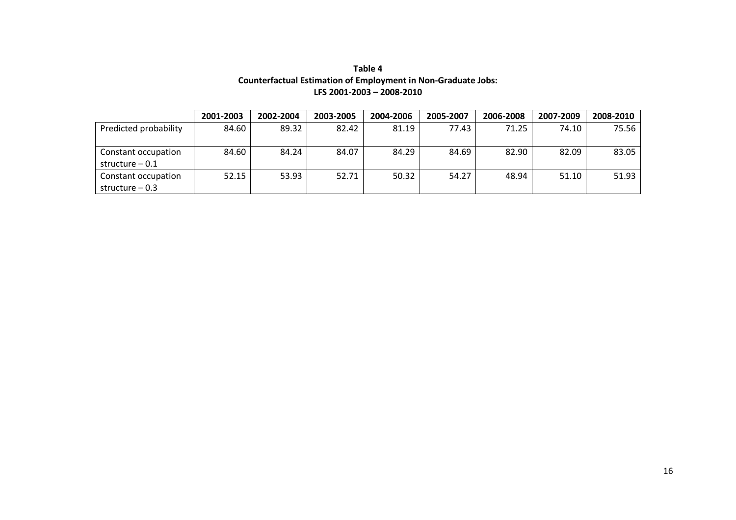**Table 4**
**Counterfactual Estimation of Employment in Non-Graduate Jobs:**
**LFS 2001-2003 – 2008-2010**

| | 2001-2003 | 2002-2004 | 2003-2005 | 2004-2006 | 2005-2007 | 2006-2008 | 2007-2009 | 2008-2010 |
|---|---|---|---|---|---|---|---|---|
| Predicted probability | 84.60 | 89.32 | 82.42 | 81.19 | 77.43 | 71.25 | 74.10 | 75.56 |
| Constant occupation structure – 0.1 | 84.60 | 84.24 | 84.07 | 84.29 | 84.69 | 82.90 | 82.09 | 83.05 |
| Constant occupation structure – 0.3 | 52.15 | 53.93 | 52.71 | 50.32 | 54.27 | 48.94 | 51.10 | 51.93 |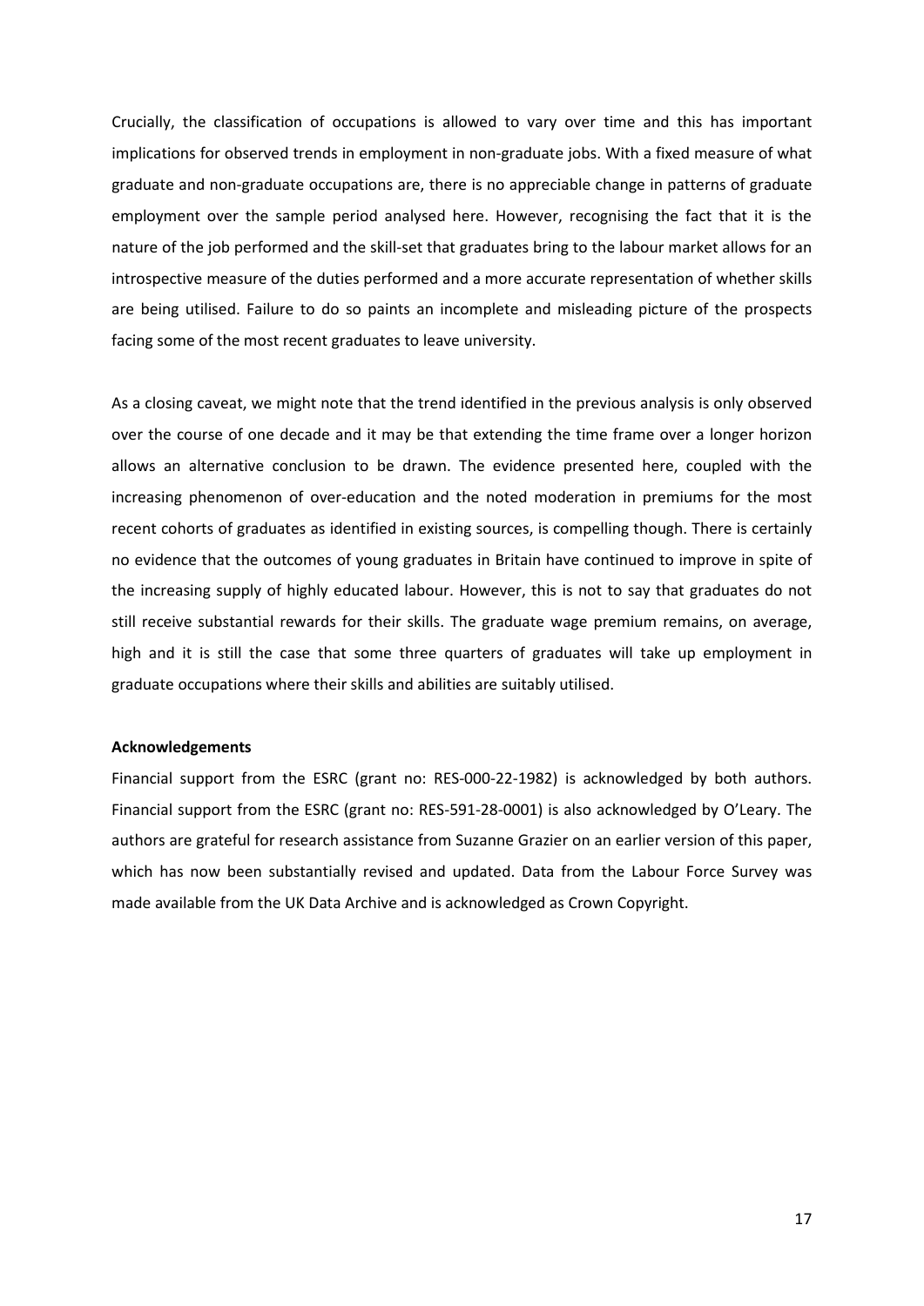Crucially, the classification of occupations is allowed to vary over time and this has important implications for observed trends in employment in non-graduate jobs. With a fixed measure of what graduate and non-graduate occupations are, there is no appreciable change in patterns of graduate employment over the sample period analysed here. However, recognising the fact that it is the nature of the job performed and the skill-set that graduates bring to the labour market allows for an introspective measure of the duties performed and a more accurate representation of whether skills are being utilised. Failure to do so paints an incomplete and misleading picture of the prospects facing some of the most recent graduates to leave university.

As a closing caveat, we might note that the trend identified in the previous analysis is only observed over the course of one decade and it may be that extending the time frame over a longer horizon allows an alternative conclusion to be drawn. The evidence presented here, coupled with the increasing phenomenon of over-education and the noted moderation in premiums for the most recent cohorts of graduates as identified in existing sources, is compelling though. There is certainly no evidence that the outcomes of young graduates in Britain have continued to improve in spite of the increasing supply of highly educated labour. However, this is not to say that graduates do not still receive substantial rewards for their skills. The graduate wage premium remains, on average, high and it is still the case that some three quarters of graduates will take up employment in graduate occupations where their skills and abilities are suitably utilised.

**Acknowledgements**

Financial support from the ESRC (grant no: RES-000-22-1982) is acknowledged by both authors. Financial support from the ESRC (grant no: RES-591-28-0001) is also acknowledged by O'Leary. The authors are grateful for research assistance from Suzanne Grazier on an earlier version of this paper, which has now been substantially revised and updated. Data from the Labour Force Survey was made available from the UK Data Archive and is acknowledged as Crown Copyright.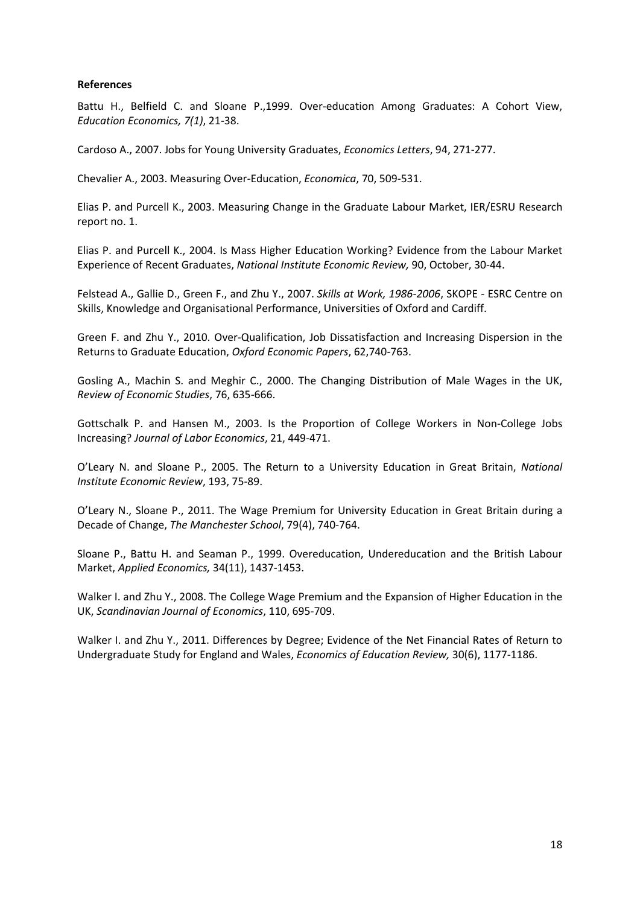**References**

Battu H., Belfield C. and Sloane P.,1999. Over-education Among Graduates: A Cohort View, *Education Economics, 7(1)*, 21-38.

Cardoso A., 2007. Jobs for Young University Graduates, *Economics Letters*, 94, 271-277.

Chevalier A., 2003. Measuring Over-Education, *Economica*, 70, 509-531.

Elias P. and Purcell K., 2003. Measuring Change in the Graduate Labour Market, IER/ESRU Research report no. 1.

Elias P. and Purcell K., 2004. Is Mass Higher Education Working? Evidence from the Labour Market Experience of Recent Graduates, *National Institute Economic Review,* 90, October, 30-44.

Felstead A., Gallie D., Green F., and Zhu Y., 2007. *Skills at Work, 1986-2006*, SKOPE - ESRC Centre on Skills, Knowledge and Organisational Performance, Universities of Oxford and Cardiff.

Green F. and Zhu Y., 2010. Over-Qualification, Job Dissatisfaction and Increasing Dispersion in the Returns to Graduate Education, *Oxford Economic Papers*, 62,740-763.

Gosling A., Machin S. and Meghir C., 2000. The Changing Distribution of Male Wages in the UK, *Review of Economic Studies*, 76, 635-666.

Gottschalk P. and Hansen M., 2003. Is the Proportion of College Workers in Non-College Jobs Increasing? *Journal of Labor Economics*, 21, 449-471.

O'Leary N. and Sloane P., 2005. The Return to a University Education in Great Britain, *National Institute Economic Review*, 193, 75-89.

O'Leary N., Sloane P., 2011. The Wage Premium for University Education in Great Britain during a Decade of Change, *The Manchester School*, 79(4), 740-764.

Sloane P., Battu H. and Seaman P., 1999. Overeducation, Undereducation and the British Labour Market, *Applied Economics,* 34(11), 1437-1453.

Walker I. and Zhu Y., 2008. The College Wage Premium and the Expansion of Higher Education in the UK, *Scandinavian Journal of Economics*, 110, 695-709.

Walker I. and Zhu Y., 2011. Differences by Degree; Evidence of the Net Financial Rates of Return to Undergraduate Study for England and Wales, *Economics of Education Review,* 30(6), 1177-1186.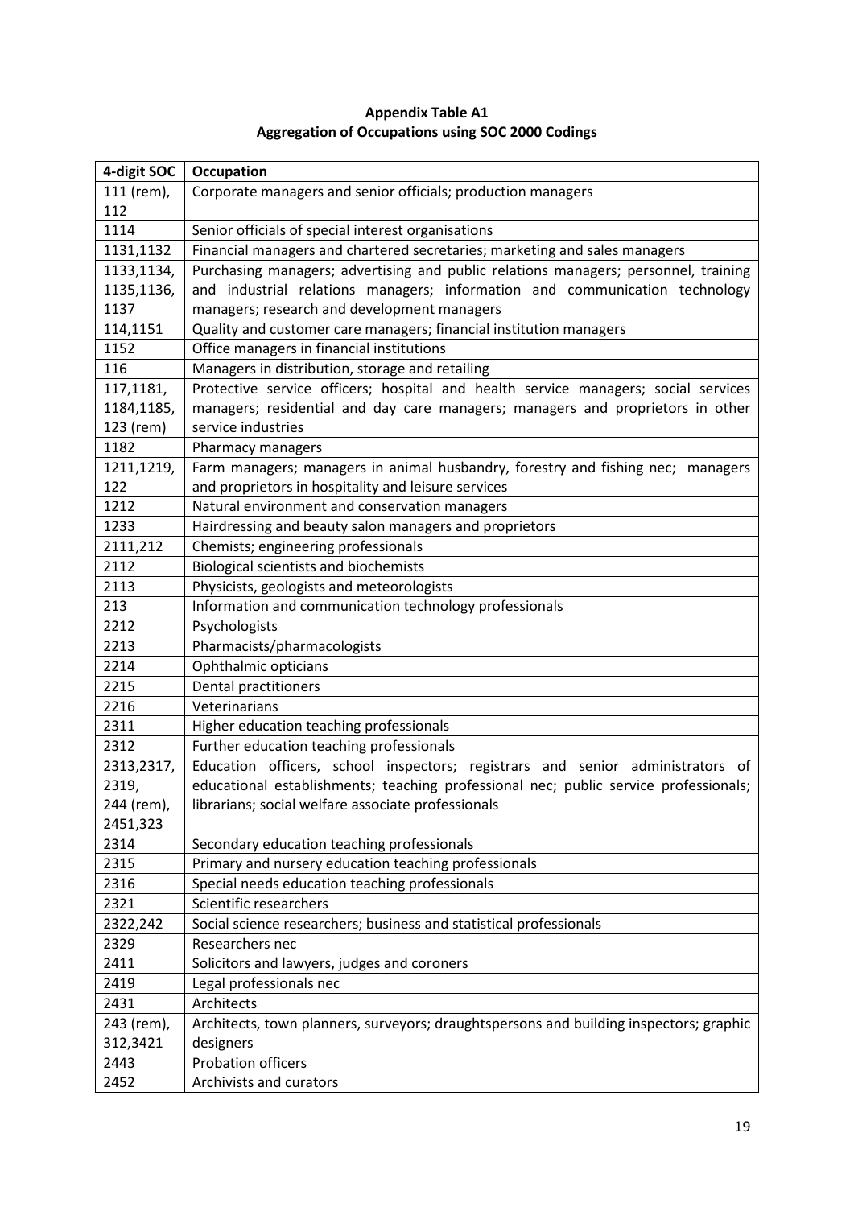**Appendix Table A1**
**Aggregation of Occupations using SOC 2000 Codings**

| 4-digit SOC | Occupation |
|---|---|
| 111 (rem), 112 | Corporate managers and senior officials; production managers |
| 1114 | Senior officials of special interest organisations |
| 1131,1132 | Financial managers and chartered secretaries; marketing and sales managers |
| 1133,1134, 1135,1136, 1137 | Purchasing managers; advertising and public relations managers; personnel, training and industrial relations managers; information and communication technology managers; research and development managers |
| 114,1151 | Quality and customer care managers; financial institution managers |
| 1152 | Office managers in financial institutions |
| 116 | Managers in distribution, storage and retailing |
| 117,1181, 1184,1185, 123 (rem) | Protective service officers; hospital and health service managers; social services managers; residential and day care managers; managers and proprietors in other service industries |
| 1182 | Pharmacy managers |
| 1211,1219, 122 | Farm managers; managers in animal husbandry, forestry and fishing nec; managers and proprietors in hospitality and leisure services |
| 1212 | Natural environment and conservation managers |
| 1233 | Hairdressing and beauty salon managers and proprietors |
| 2111,212 | Chemists; engineering professionals |
| 2112 | Biological scientists and biochemists |
| 2113 | Physicists, geologists and meteorologists |
| 213 | Information and communication technology professionals |
| 2212 | Psychologists |
| 2213 | Pharmacists/pharmacologists |
| 2214 | Ophthalmic opticians |
| 2215 | Dental practitioners |
| 2216 | Veterinarians |
| 2311 | Higher education teaching professionals |
| 2312 | Further education teaching professionals |
| 2313,2317, 2319, 244 (rem), 2451,323 | Education officers, school inspectors; registrars and senior administrators of educational establishments; teaching professional nec; public service professionals; librarians; social welfare associate professionals |
| 2314 | Secondary education teaching professionals |
| 2315 | Primary and nursery education teaching professionals |
| 2316 | Special needs education teaching professionals |
| 2321 | Scientific researchers |
| 2322,242 | Social science researchers; business and statistical professionals |
| 2329 | Researchers nec |
| 2411 | Solicitors and lawyers, judges and coroners |
| 2419 | Legal professionals nec |
| 2431 | Architects |
| 243 (rem), 312,3421 | Architects, town planners, surveyors; draughtspersons and building inspectors; graphic designers |
| 2443 | Probation officers |
| 2452 | Archivists and curators |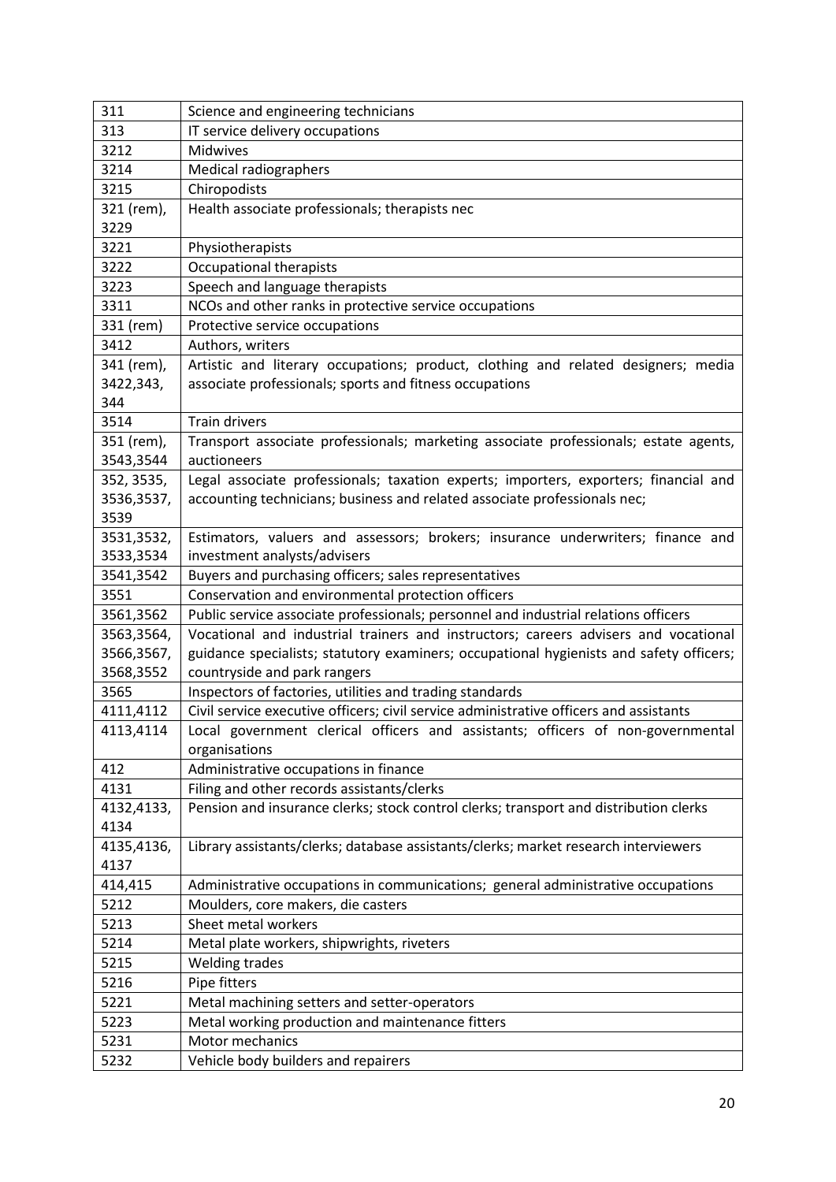| 311 | Science and engineering technicians |
|---|---|
| 313 | IT service delivery occupations |
| 3212 | Midwives |
| 3214 | Medical radiographers |
| 3215 | Chiropodists |
| 321 (rem), 3229 | Health associate professionals; therapists nec |
| 3221 | Physiotherapists |
| 3222 | Occupational therapists |
| 3223 | Speech and language therapists |
| 3311 | NCOs and other ranks in protective service occupations |
| 331 (rem) | Protective service occupations |
| 3412 | Authors, writers |
| 341 (rem), 3422,343, 344 | Artistic and literary occupations; product, clothing and related designers; media associate professionals; sports and fitness occupations |
| 3514 | Train drivers |
| 351 (rem), 3543,3544 | Transport associate professionals; marketing associate professionals; estate agents, auctioneers |
| 352, 3535, 3536,3537, 3539 | Legal associate professionals; taxation experts; importers, exporters; financial and accounting technicians; business and related associate professionals nec; |
| 3531,3532, 3533,3534 | Estimators, valuers and assessors; brokers; insurance underwriters; finance and investment analysts/advisers |
| 3541,3542 | Buyers and purchasing officers; sales representatives |
| 3551 | Conservation and environmental protection officers |
| 3561,3562 | Public service associate professionals; personnel and industrial relations officers |
| 3563,3564, 3566,3567, 3568,3552 | Vocational and industrial trainers and instructors; careers advisers and vocational guidance specialists; statutory examiners; occupational hygienists and safety officers; countryside and park rangers |
| 3565 | Inspectors of factories, utilities and trading standards |
| 4111,4112 | Civil service executive officers; civil service administrative officers and assistants |
| 4113,4114 | Local government clerical officers and assistants; officers of non-governmental organisations |
| 412 | Administrative occupations in finance |
| 4131 | Filing and other records assistants/clerks |
| 4132,4133, 4134 | Pension and insurance clerks; stock control clerks; transport and distribution clerks |
| 4135,4136, 4137 | Library assistants/clerks; database assistants/clerks; market research interviewers |
| 414,415 | Administrative occupations in communications; general administrative occupations |
| 5212 | Moulders, core makers, die casters |
| 5213 | Sheet metal workers |
| 5214 | Metal plate workers, shipwrights, riveters |
| 5215 | Welding trades |
| 5216 | Pipe fitters |
| 5221 | Metal machining setters and setter-operators |
| 5223 | Metal working production and maintenance fitters |
| 5231 | Motor mechanics |
| 5232 | Vehicle body builders and repairers |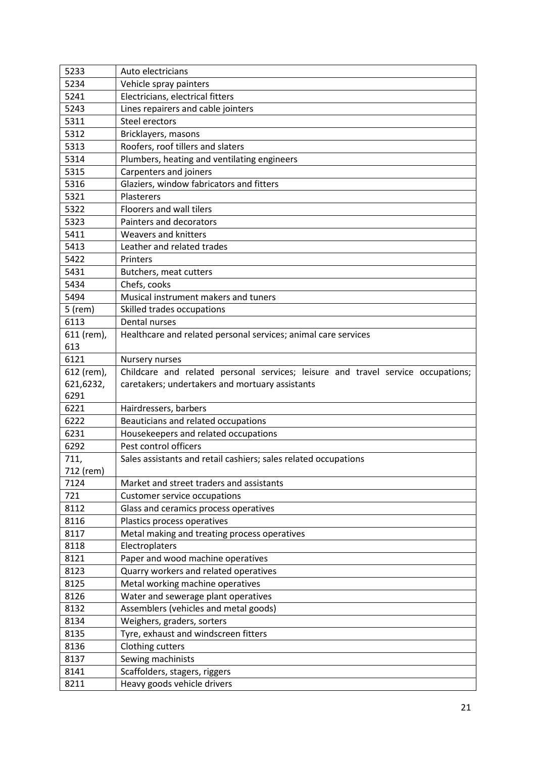| | |
|---|---|
| 5233 | Auto electricians |
| 5234 | Vehicle spray painters |
| 5241 | Electricians, electrical fitters |
| 5243 | Lines repairers and cable jointers |
| 5311 | Steel erectors |
| 5312 | Bricklayers, masons |
| 5313 | Roofers, roof tillers and slaters |
| 5314 | Plumbers, heating and ventilating engineers |
| 5315 | Carpenters and joiners |
| 5316 | Glaziers, window fabricators and fitters |
| 5321 | Plasterers |
| 5322 | Floorers and wall tilers |
| 5323 | Painters and decorators |
| 5411 | Weavers and knitters |
| 5413 | Leather and related trades |
| 5422 | Printers |
| 5431 | Butchers, meat cutters |
| 5434 | Chefs, cooks |
| 5494 | Musical instrument makers and tuners |
| 5 (rem) | Skilled trades occupations |
| 6113 | Dental nurses |
| 611 (rem), 613 | Healthcare and related personal services; animal care services |
| 6121 | Nursery nurses |
| 612 (rem), 621,6232, 6291 | Childcare and related personal services; leisure and travel service occupations; caretakers; undertakers and mortuary assistants |
| 6221 | Hairdressers, barbers |
| 6222 | Beauticians and related occupations |
| 6231 | Housekeepers and related occupations |
| 6292 | Pest control officers |
| 711, 712 (rem) | Sales assistants and retail cashiers; sales related occupations |
| 7124 | Market and street traders and assistants |
| 721 | Customer service occupations |
| 8112 | Glass and ceramics process operatives |
| 8116 | Plastics process operatives |
| 8117 | Metal making and treating process operatives |
| 8118 | Electroplaters |
| 8121 | Paper and wood machine operatives |
| 8123 | Quarry workers and related operatives |
| 8125 | Metal working machine operatives |
| 8126 | Water and sewerage plant operatives |
| 8132 | Assemblers (vehicles and metal goods) |
| 8134 | Weighers, graders, sorters |
| 8135 | Tyre, exhaust and windscreen fitters |
| 8136 | Clothing cutters |
| 8137 | Sewing machinists |
| 8141 | Scaffolders, stagers, riggers |
| 8211 | Heavy goods vehicle drivers |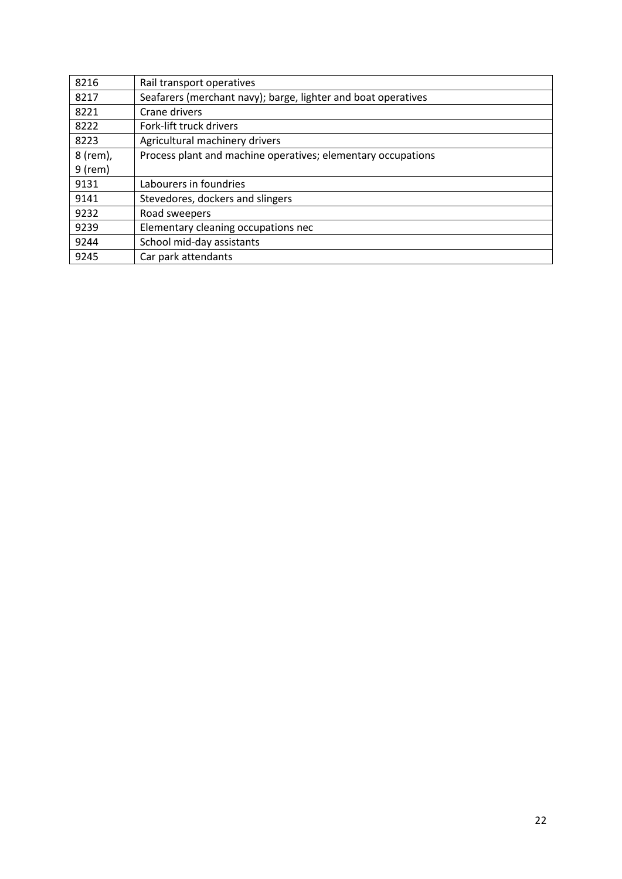| | |
|---|---|
| 8216 | Rail transport operatives |
| 8217 | Seafarers (merchant navy); barge, lighter and boat operatives |
| 8221 | Crane drivers |
| 8222 | Fork-lift truck drivers |
| 8223 | Agricultural machinery drivers |
| 8 (rem), 9 (rem) | Process plant and machine operatives; elementary occupations |
| 9131 | Labourers in foundries |
| 9141 | Stevedores, dockers and slingers |
| 9232 | Road sweepers |
| 9239 | Elementary cleaning occupations nec |
| 9244 | School mid-day assistants |
| 9245 | Car park attendants |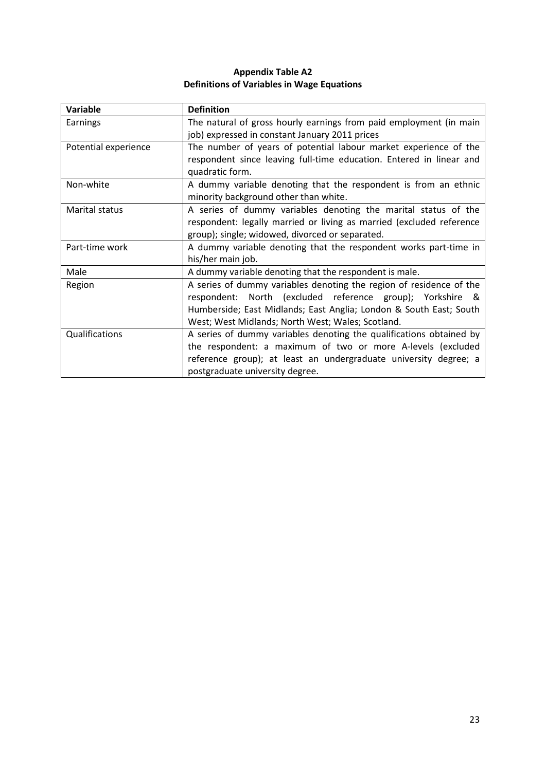**Appendix Table A2**
**Definitions of Variables in Wage Equations**

| Variable | Definition |
|---|---|
| Earnings | The natural of gross hourly earnings from paid employment (in main job) expressed in constant January 2011 prices |
| Potential experience | The number of years of potential labour market experience of the respondent since leaving full-time education. Entered in linear and quadratic form. |
| Non-white | A dummy variable denoting that the respondent is from an ethnic minority background other than white. |
| Marital status | A series of dummy variables denoting the marital status of the respondent: legally married or living as married (excluded reference group); single; widowed, divorced or separated. |
| Part-time work | A dummy variable denoting that the respondent works part-time in his/her main job. |
| Male | A dummy variable denoting that the respondent is male. |
| Region | A series of dummy variables denoting the region of residence of the respondent: North (excluded reference group); Yorkshire & Humberside; East Midlands; East Anglia; London & South East; South West; West Midlands; North West; Wales; Scotland. |
| Qualifications | A series of dummy variables denoting the qualifications obtained by the respondent: a maximum of two or more A-levels (excluded reference group); at least an undergraduate university degree; a postgraduate university degree. |